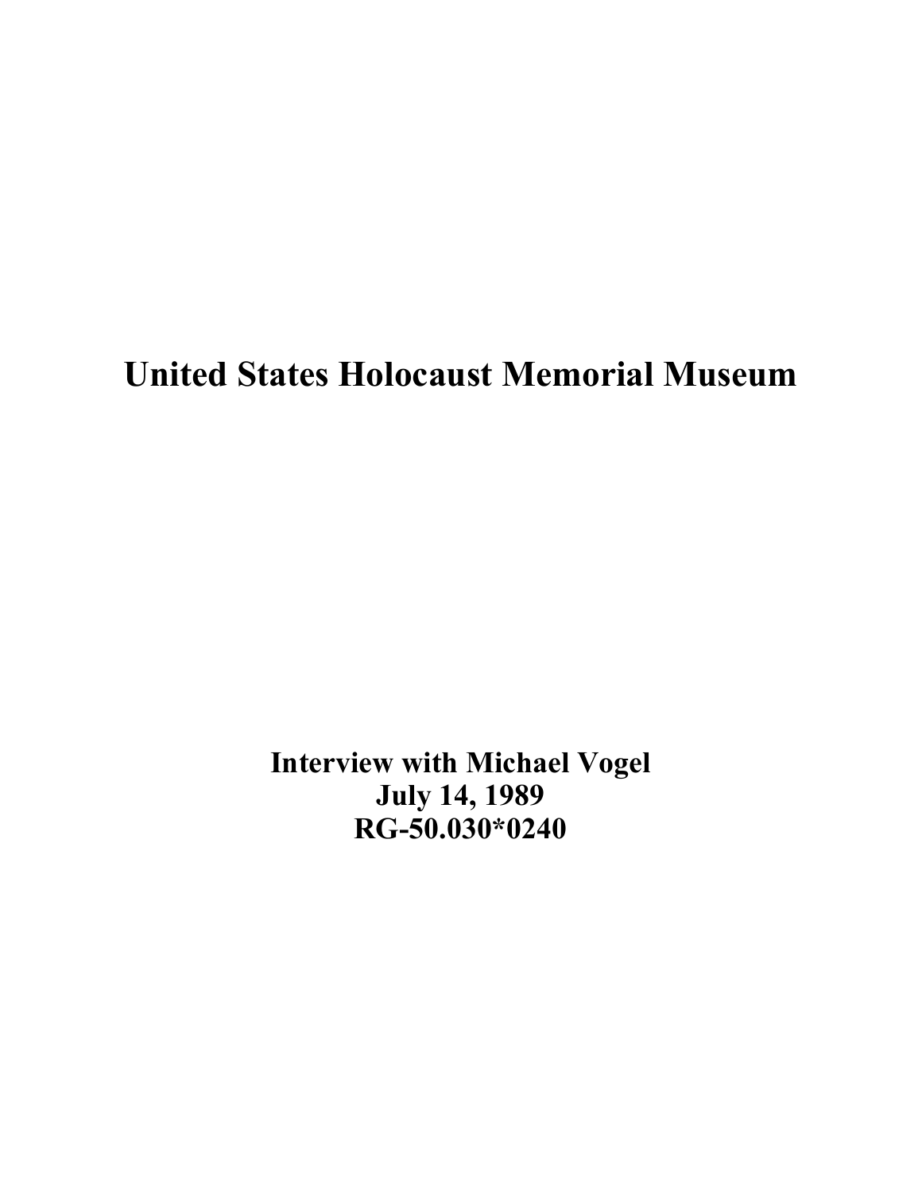# United States Holocaust Memorial Museum

**Interview with Michael Vogel**
**July 14, 1989**
**RG-50.030*0240**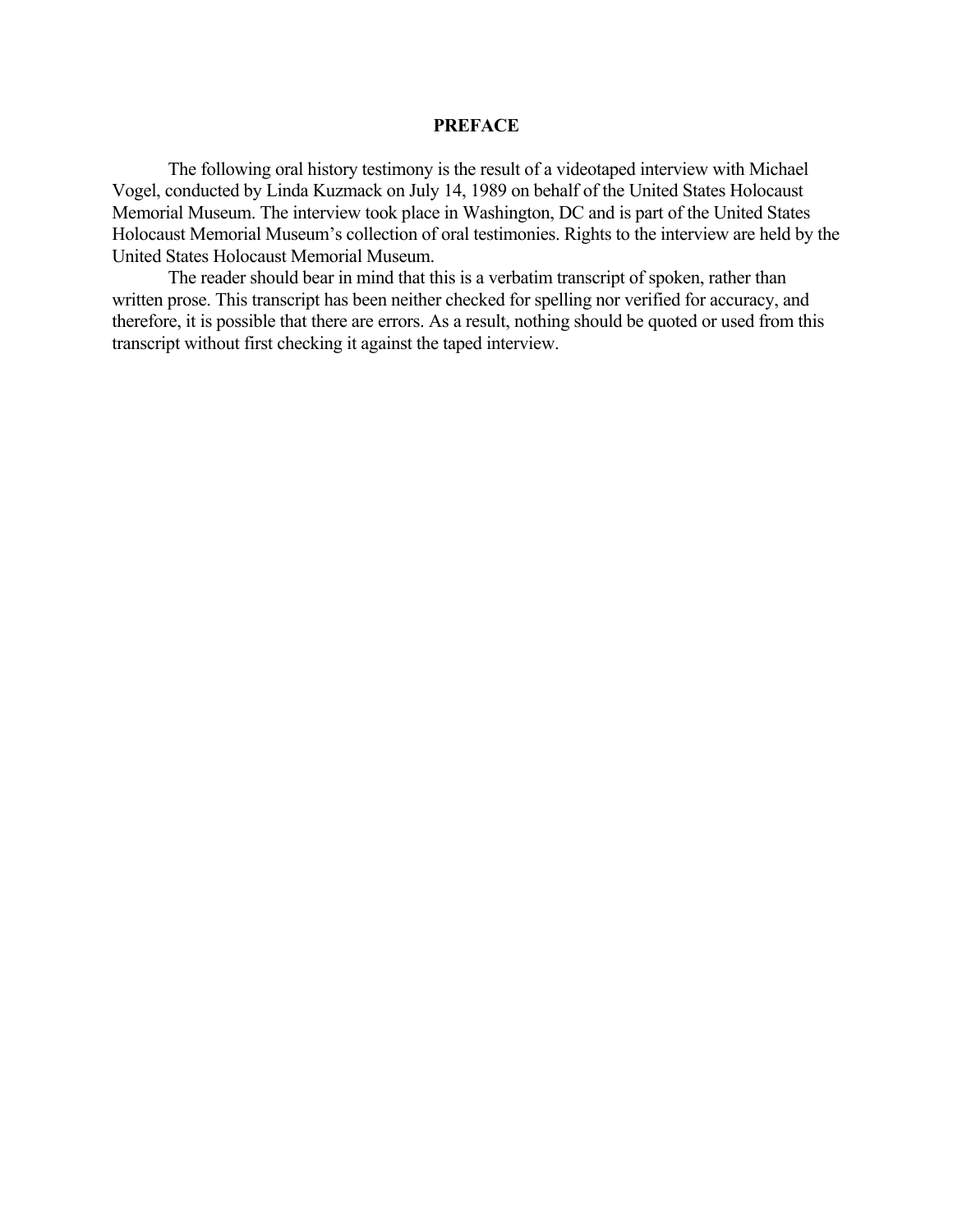# PREFACE

The following oral history testimony is the result of a videotaped interview with Michael Vogel, conducted by Linda Kuzmack on July 14, 1989 on behalf of the United States Holocaust Memorial Museum. The interview took place in Washington, DC and is part of the United States Holocaust Memorial Museum's collection of oral testimonies. Rights to the interview are held by the United States Holocaust Memorial Museum.

The reader should bear in mind that this is a verbatim transcript of spoken, rather than written prose. This transcript has been neither checked for spelling nor verified for accuracy, and therefore, it is possible that there are errors. As a result, nothing should be quoted or used from this transcript without first checking it against the taped interview.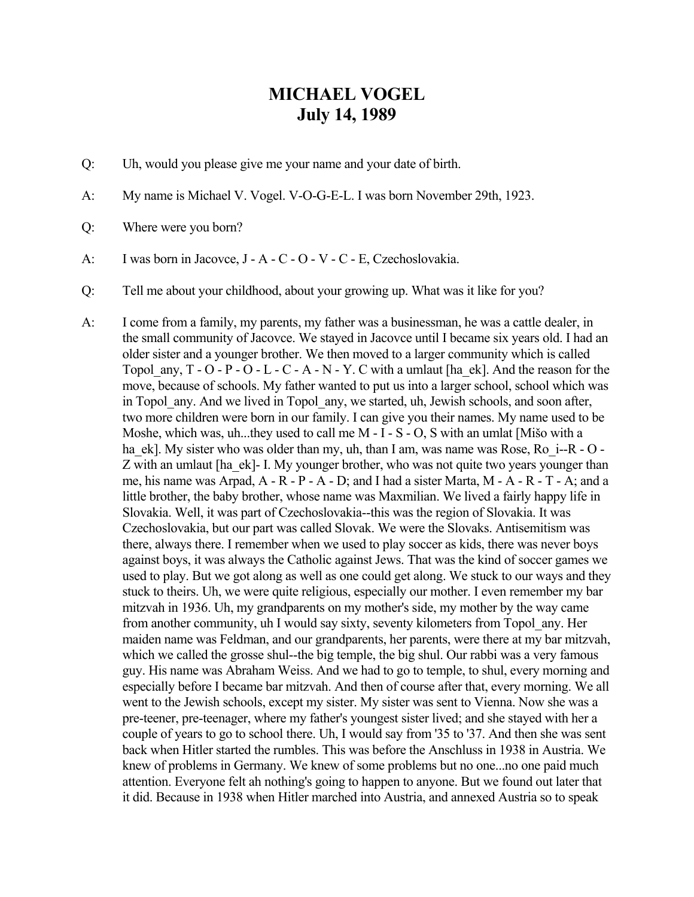# MICHAEL VOGEL
# July 14, 1989

Q: Uh, would you please give me your name and your date of birth.

A: My name is Michael V. Vogel. V-O-G-E-L. I was born November 29th, 1923.

Q: Where were you born?

A: I was born in Jacovce, J - A - C - O - V - C - E, Czechoslovakia.

Q: Tell me about your childhood, about your growing up. What was it like for you?

A: I come from a family, my parents, my father was a businessman, he was a cattle dealer, in the small community of Jacovce. We stayed in Jacovce until I became six years old. I had an older sister and a younger brother. We then moved to a larger community which is called Topol_any, T - O - P - O - L - C - A - N - Y. C with a umlaut [ha_ek]. And the reason for the move, because of schools. My father wanted to put us into a larger school, school which was in Topol_any. And we lived in Topol_any, we started, uh, Jewish schools, and soon after, two more children were born in our family. I can give you their names. My name used to be Moshe, which was, uh...they used to call me M - I - S - O, S with an umlat [Mišo with a ha_ek]. My sister who was older than my, uh, than I am, was name was Rose, Ro_i--R - O - Z with an umlaut [ha_ek]- I. My younger brother, who was not quite two years younger than me, his name was Arpad, A - R - P - A - D; and I had a sister Marta, M - A - R - T - A; and a little brother, the baby brother, whose name was Maxmilian. We lived a fairly happy life in Slovakia. Well, it was part of Czechoslovakia--this was the region of Slovakia. It was Czechoslovakia, but our part was called Slovak. We were the Slovaks. Antisemitism was there, always there. I remember when we used to play soccer as kids, there was never boys against boys, it was always the Catholic against Jews. That was the kind of soccer games we used to play. But we got along as well as one could get along. We stuck to our ways and they stuck to theirs. Uh, we were quite religious, especially our mother. I even remember my bar mitzvah in 1936. Uh, my grandparents on my mother's side, my mother by the way came from another community, uh I would say sixty, seventy kilometers from Topol_any. Her maiden name was Feldman, and our grandparents, her parents, were there at my bar mitzvah, which we called the grosse shul--the big temple, the big shul. Our rabbi was a very famous guy. His name was Abraham Weiss. And we had to go to temple, to shul, every morning and especially before I became bar mitzvah. And then of course after that, every morning. We all went to the Jewish schools, except my sister. My sister was sent to Vienna. Now she was a pre-teener, pre-teenager, where my father's youngest sister lived; and she stayed with her a couple of years to go to school there. Uh, I would say from '35 to '37. And then she was sent back when Hitler started the rumbles. This was before the Anschluss in 1938 in Austria. We knew of problems in Germany. We knew of some problems but no one...no one paid much attention. Everyone felt ah nothing's going to happen to anyone. But we found out later that it did. Because in 1938 when Hitler marched into Austria, and annexed Austria so to speak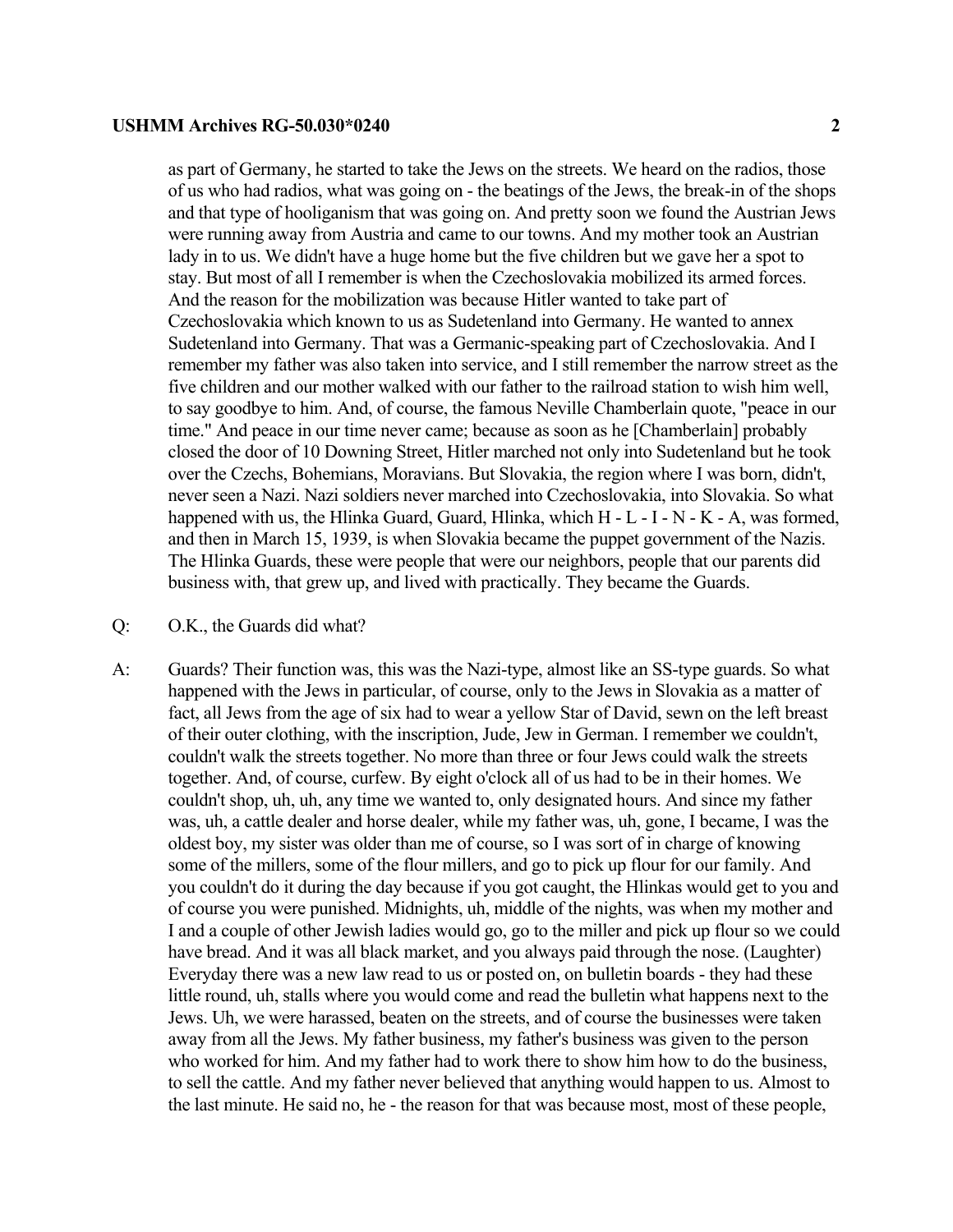as part of Germany, he started to take the Jews on the streets. We heard on the radios, those of us who had radios, what was going on - the beatings of the Jews, the break-in of the shops and that type of hooliganism that was going on. And pretty soon we found the Austrian Jews were running away from Austria and came to our towns. And my mother took an Austrian lady in to us. We didn't have a huge home but the five children but we gave her a spot to stay. But most of all I remember is when the Czechoslovakia mobilized its armed forces. And the reason for the mobilization was because Hitler wanted to take part of Czechoslovakia which known to us as Sudetenland into Germany. He wanted to annex Sudetenland into Germany. That was a Germanic-speaking part of Czechoslovakia. And I remember my father was also taken into service, and I still remember the narrow street as the five children and our mother walked with our father to the railroad station to wish him well, to say goodbye to him. And, of course, the famous Neville Chamberlain quote, "peace in our time." And peace in our time never came; because as soon as he [Chamberlain] probably closed the door of 10 Downing Street, Hitler marched not only into Sudetenland but he took over the Czechs, Bohemians, Moravians. But Slovakia, the region where I was born, didn't, never seen a Nazi. Nazi soldiers never marched into Czechoslovakia, into Slovakia. So what happened with us, the Hlinka Guard, Guard, Hlinka, which H - L - I - N - K - A, was formed, and then in March 15, 1939, is when Slovakia became the puppet government of the Nazis. The Hlinka Guards, these were people that were our neighbors, people that our parents did business with, that grew up, and lived with practically. They became the Guards.

Q: O.K., the Guards did what?

A: Guards? Their function was, this was the Nazi-type, almost like an SS-type guards. So what happened with the Jews in particular, of course, only to the Jews in Slovakia as a matter of fact, all Jews from the age of six had to wear a yellow Star of David, sewn on the left breast of their outer clothing, with the inscription, Jude, Jew in German. I remember we couldn't, couldn't walk the streets together. No more than three or four Jews could walk the streets together. And, of course, curfew. By eight o'clock all of us had to be in their homes. We couldn't shop, uh, uh, any time we wanted to, only designated hours. And since my father was, uh, a cattle dealer and horse dealer, while my father was, uh, gone, I became, I was the oldest boy, my sister was older than me of course, so I was sort of in charge of knowing some of the millers, some of the flour millers, and go to pick up flour for our family. And you couldn't do it during the day because if you got caught, the Hlinkas would get to you and of course you were punished. Midnights, uh, middle of the nights, was when my mother and I and a couple of other Jewish ladies would go, go to the miller and pick up flour so we could have bread. And it was all black market, and you always paid through the nose. (Laughter) Everyday there was a new law read to us or posted on, on bulletin boards - they had these little round, uh, stalls where you would come and read the bulletin what happens next to the Jews. Uh, we were harassed, beaten on the streets, and of course the businesses were taken away from all the Jews. My father business, my father's business was given to the person who worked for him. And my father had to work there to show him how to do the business, to sell the cattle. And my father never believed that anything would happen to us. Almost to the last minute. He said no, he - the reason for that was because most, most of these people,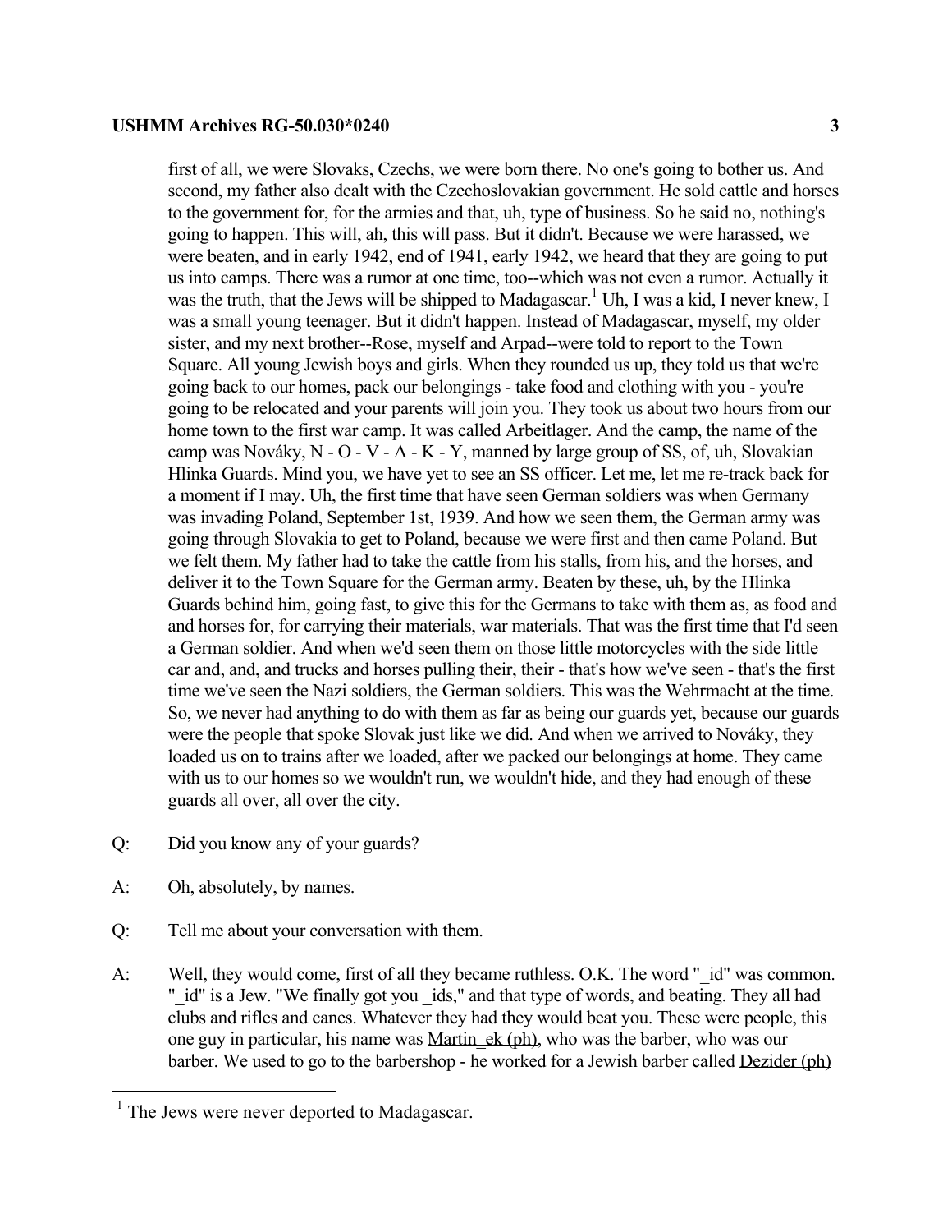first of all, we were Slovaks, Czechs, we were born there. No one's going to bother us. And second, my father also dealt with the Czechoslovakian government. He sold cattle and horses to the government for, for the armies and that, uh, type of business. So he said no, nothing's going to happen. This will, ah, this will pass. But it didn't. Because we were harassed, we were beaten, and in early 1942, end of 1941, early 1942, we heard that they are going to put us into camps. There was a rumor at one time, too--which was not even a rumor. Actually it was the truth, that the Jews will be shipped to Madagascar.[1] Uh, I was a kid, I never knew, I was a small young teenager. But it didn't happen. Instead of Madagascar, myself, my older sister, and my next brother--Rose, myself and Arpad--were told to report to the Town Square. All young Jewish boys and girls. When they rounded us up, they told us that we're going back to our homes, pack our belongings - take food and clothing with you - you're going to be relocated and your parents will join you. They took us about two hours from our home town to the first war camp. It was called Arbeitlager. And the camp, the name of the camp was Nováky, N - O - V - A - K - Y, manned by large group of SS, of, uh, Slovakian Hlinka Guards. Mind you, we have yet to see an SS officer. Let me, let me re-track back for a moment if I may. Uh, the first time that have seen German soldiers was when Germany was invading Poland, September 1st, 1939. And how we seen them, the German army was going through Slovakia to get to Poland, because we were first and then came Poland. But we felt them. My father had to take the cattle from his stalls, from his, and the horses, and deliver it to the Town Square for the German army. Beaten by these, uh, by the Hlinka Guards behind him, going fast, to give this for the Germans to take with them as, as food and and horses for, for carrying their materials, war materials. That was the first time that I'd seen a German soldier. And when we'd seen them on those little motorcycles with the side little car and, and, and trucks and horses pulling their, their - that's how we've seen - that's the first time we've seen the Nazi soldiers, the German soldiers. This was the Wehrmacht at the time. So, we never had anything to do with them as far as being our guards yet, because our guards were the people that spoke Slovak just like we did. And when we arrived to Nováky, they loaded us on to trains after we loaded, after we packed our belongings at home. They came with us to our homes so we wouldn't run, we wouldn't hide, and they had enough of these guards all over, all over the city.

Q: Did you know any of your guards?

A: Oh, absolutely, by names.

Q: Tell me about your conversation with them.

A: Well, they would come, first of all they became ruthless. O.K. The word "_id" was common. "_id" is a Jew. "We finally got you _ids," and that type of words, and beating. They all had clubs and rifles and canes. Whatever they had they would beat you. These were people, this one guy in particular, his name was Martin_ek (ph), who was the barber, who was our barber. We used to go to the barbershop - he worked for a Jewish barber called Dezider (ph)

---

[1] The Jews were never deported to Madagascar.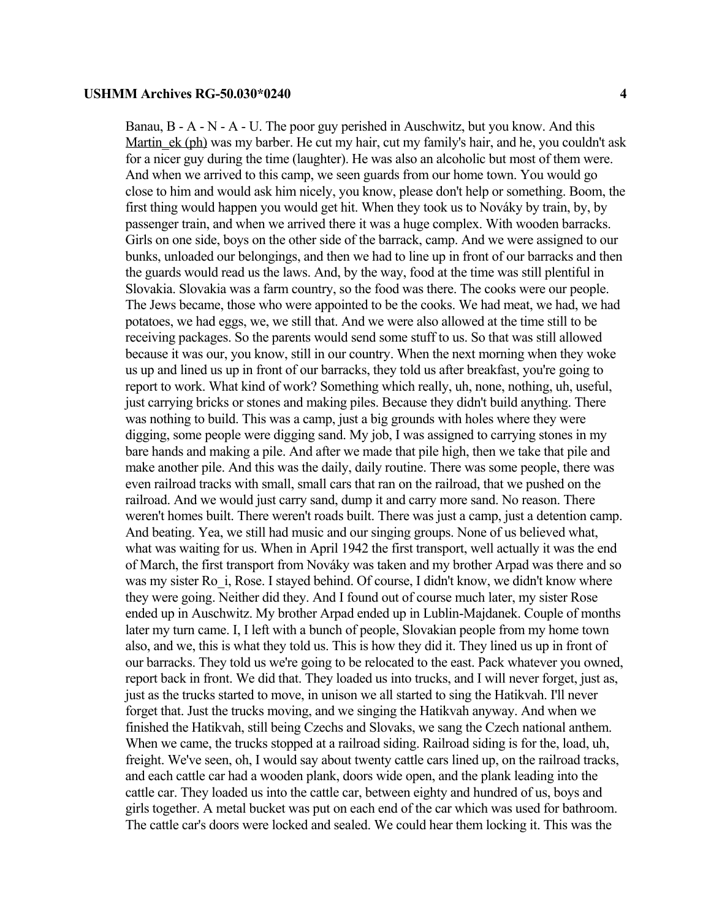Banau, B - A - N - A - U. The poor guy perished in Auschwitz, but you know. And this Martin_ek (ph) was my barber. He cut my hair, cut my family's hair, and he, you couldn't ask for a nicer guy during the time (laughter). He was also an alcoholic but most of them were. And when we arrived to this camp, we seen guards from our home town. You would go close to him and would ask him nicely, you know, please don't help or something. Boom, the first thing would happen you would get hit. When they took us to Nováky by train, by, by passenger train, and when we arrived there it was a huge complex. With wooden barracks. Girls on one side, boys on the other side of the barrack, camp. And we were assigned to our bunks, unloaded our belongings, and then we had to line up in front of our barracks and then the guards would read us the laws. And, by the way, food at the time was still plentiful in Slovakia. Slovakia was a farm country, so the food was there. The cooks were our people. The Jews became, those who were appointed to be the cooks. We had meat, we had, we had potatoes, we had eggs, we, we still that. And we were also allowed at the time still to be receiving packages. So the parents would send some stuff to us. So that was still allowed because it was our, you know, still in our country. When the next morning when they woke us up and lined us up in front of our barracks, they told us after breakfast, you're going to report to work. What kind of work? Something which really, uh, none, nothing, uh, useful, just carrying bricks or stones and making piles. Because they didn't build anything. There was nothing to build. This was a camp, just a big grounds with holes where they were digging, some people were digging sand. My job, I was assigned to carrying stones in my bare hands and making a pile. And after we made that pile high, then we take that pile and make another pile. And this was the daily, daily routine. There was some people, there was even railroad tracks with small, small cars that ran on the railroad, that we pushed on the railroad. And we would just carry sand, dump it and carry more sand. No reason. There weren't homes built. There weren't roads built. There was just a camp, just a detention camp. And beating. Yea, we still had music and our singing groups. None of us believed what, what was waiting for us. When in April 1942 the first transport, well actually it was the end of March, the first transport from Nováky was taken and my brother Arpad was there and so was my sister Ro_i, Rose. I stayed behind. Of course, I didn't know, we didn't know where they were going. Neither did they. And I found out of course much later, my sister Rose ended up in Auschwitz. My brother Arpad ended up in Lublin-Majdanek. Couple of months later my turn came. I, I left with a bunch of people, Slovakian people from my home town also, and we, this is what they told us. This is how they did it. They lined us up in front of our barracks. They told us we're going to be relocated to the east. Pack whatever you owned, report back in front. We did that. They loaded us into trucks, and I will never forget, just as, just as the trucks started to move, in unison we all started to sing the Hatikvah. I'll never forget that. Just the trucks moving, and we singing the Hatikvah anyway. And when we finished the Hatikvah, still being Czechs and Slovaks, we sang the Czech national anthem. When we came, the trucks stopped at a railroad siding. Railroad siding is for the, load, uh, freight. We've seen, oh, I would say about twenty cattle cars lined up, on the railroad tracks, and each cattle car had a wooden plank, doors wide open, and the plank leading into the cattle car. They loaded us into the cattle car, between eighty and hundred of us, boys and girls together. A metal bucket was put on each end of the car which was used for bathroom. The cattle car's doors were locked and sealed. We could hear them locking it. This was the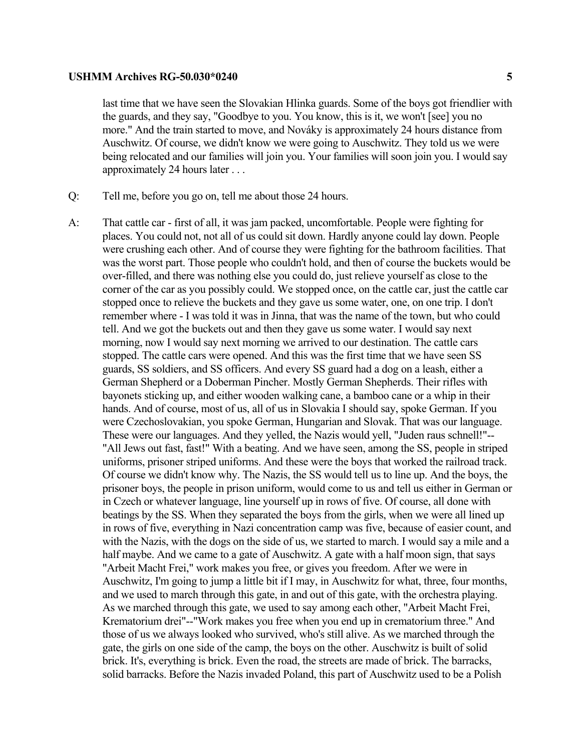last time that we have seen the Slovakian Hlinka guards. Some of the boys got friendlier with the guards, and they say, "Goodbye to you. You know, this is it, we won't [see] you no more." And the train started to move, and Nováky is approximately 24 hours distance from Auschwitz. Of course, we didn't know we were going to Auschwitz. They told us we were being relocated and our families will join you. Your families will soon join you. I would say approximately 24 hours later . . .

Q: Tell me, before you go on, tell me about those 24 hours.

A: That cattle car - first of all, it was jam packed, uncomfortable. People were fighting for places. You could not, not all of us could sit down. Hardly anyone could lay down. People were crushing each other. And of course they were fighting for the bathroom facilities. That was the worst part. Those people who couldn't hold, and then of course the buckets would be over-filled, and there was nothing else you could do, just relieve yourself as close to the corner of the car as you possibly could. We stopped once, on the cattle car, just the cattle car stopped once to relieve the buckets and they gave us some water, one, on one trip. I don't remember where - I was told it was in Jinna, that was the name of the town, but who could tell. And we got the buckets out and then they gave us some water. I would say next morning, now I would say next morning we arrived to our destination. The cattle cars stopped. The cattle cars were opened. And this was the first time that we have seen SS guards, SS soldiers, and SS officers. And every SS guard had a dog on a leash, either a German Shepherd or a Doberman Pincher. Mostly German Shepherds. Their rifles with bayonets sticking up, and either wooden walking cane, a bamboo cane or a whip in their hands. And of course, most of us, all of us in Slovakia I should say, spoke German. If you were Czechoslovakian, you spoke German, Hungarian and Slovak. That was our language. These were our languages. And they yelled, the Nazis would yell, "Juden raus schnell!"--"All Jews out fast, fast!" With a beating. And we have seen, among the SS, people in striped uniforms, prisoner striped uniforms. And these were the boys that worked the railroad track. Of course we didn't know why. The Nazis, the SS would tell us to line up. And the boys, the prisoner boys, the people in prison uniform, would come to us and tell us either in German or in Czech or whatever language, line yourself up in rows of five. Of course, all done with beatings by the SS. When they separated the boys from the girls, when we were all lined up in rows of five, everything in Nazi concentration camp was five, because of easier count, and with the Nazis, with the dogs on the side of us, we started to march. I would say a mile and a half maybe. And we came to a gate of Auschwitz. A gate with a half moon sign, that says "Arbeit Macht Frei," work makes you free, or gives you freedom. After we were in Auschwitz, I'm going to jump a little bit if I may, in Auschwitz for what, three, four months, and we used to march through this gate, in and out of this gate, with the orchestra playing. As we marched through this gate, we used to say among each other, "Arbeit Macht Frei, Krematorium drei"--"Work makes you free when you end up in crematorium three." And those of us we always looked who survived, who's still alive. As we marched through the gate, the girls on one side of the camp, the boys on the other. Auschwitz is built of solid brick. It's, everything is brick. Even the road, the streets are made of brick. The barracks, solid barracks. Before the Nazis invaded Poland, this part of Auschwitz used to be a Polish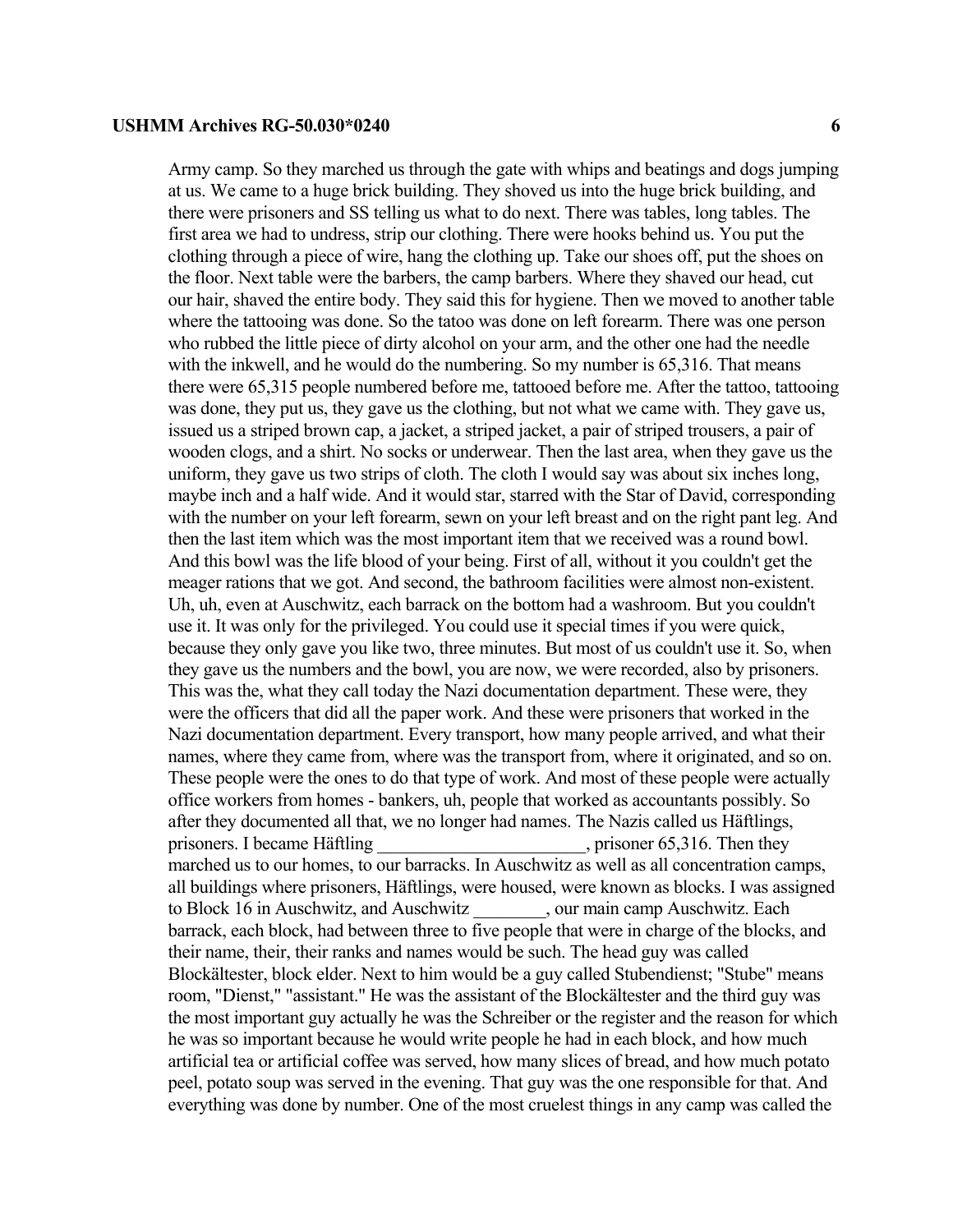Army camp. So they marched us through the gate with whips and beatings and dogs jumping at us. We came to a huge brick building. They shoved us into the huge brick building, and there were prisoners and SS telling us what to do next. There was tables, long tables. The first area we had to undress, strip our clothing. There were hooks behind us. You put the clothing through a piece of wire, hang the clothing up. Take our shoes off, put the shoes on the floor. Next table were the barbers, the camp barbers. Where they shaved our head, cut our hair, shaved the entire body. They said this for hygiene. Then we moved to another table where the tattooing was done. So the tatoo was done on left forearm. There was one person who rubbed the little piece of dirty alcohol on your arm, and the other one had the needle with the inkwell, and he would do the numbering. So my number is 65,316. That means there were 65,315 people numbered before me, tattooed before me. After the tattoo, tattooing was done, they put us, they gave us the clothing, but not what we came with. They gave us, issued us a striped brown cap, a jacket, a striped jacket, a pair of striped trousers, a pair of wooden clogs, and a shirt. No socks or underwear. Then the last area, when they gave us the uniform, they gave us two strips of cloth. The cloth I would say was about six inches long, maybe inch and a half wide. And it would star, starred with the Star of David, corresponding with the number on your left forearm, sewn on your left breast and on the right pant leg. And then the last item which was the most important item that we received was a round bowl. And this bowl was the life blood of your being. First of all, without it you couldn't get the meager rations that we got. And second, the bathroom facilities were almost non-existent. Uh, uh, even at Auschwitz, each barrack on the bottom had a washroom. But you couldn't use it. It was only for the privileged. You could use it special times if you were quick, because they only gave you like two, three minutes. But most of us couldn't use it. So, when they gave us the numbers and the bowl, you are now, we were recorded, also by prisoners. This was the, what they call today the Nazi documentation department. These were, they were the officers that did all the paper work. And these were prisoners that worked in the Nazi documentation department. Every transport, how many people arrived, and what their names, where they came from, where was the transport from, where it originated, and so on. These people were the ones to do that type of work. And most of these people were actually office workers from homes - bankers, uh, people that worked as accountants possibly. So after they documented all that, we no longer had names. The Nazis called us Häftlings, prisoners. I became Häftling _______________________, prisoner 65,316. Then they marched us to our homes, to our barracks. In Auschwitz as well as all concentration camps, all buildings where prisoners, Häftlings, were housed, were known as blocks. I was assigned to Block 16 in Auschwitz, and Auschwitz ________, our main camp Auschwitz. Each barrack, each block, had between three to five people that were in charge of the blocks, and their name, their, their ranks and names would be such. The head guy was called Blockältester, block elder. Next to him would be a guy called Stubendienst; "Stube" means room, "Dienst," "assistant." He was the assistant of the Blockältester and the third guy was the most important guy actually he was the Schreiber or the register and the reason for which he was so important because he would write people he had in each block, and how much artificial tea or artificial coffee was served, how many slices of bread, and how much potato peel, potato soup was served in the evening. That guy was the one responsible for that. And everything was done by number. One of the most cruelest things in any camp was called the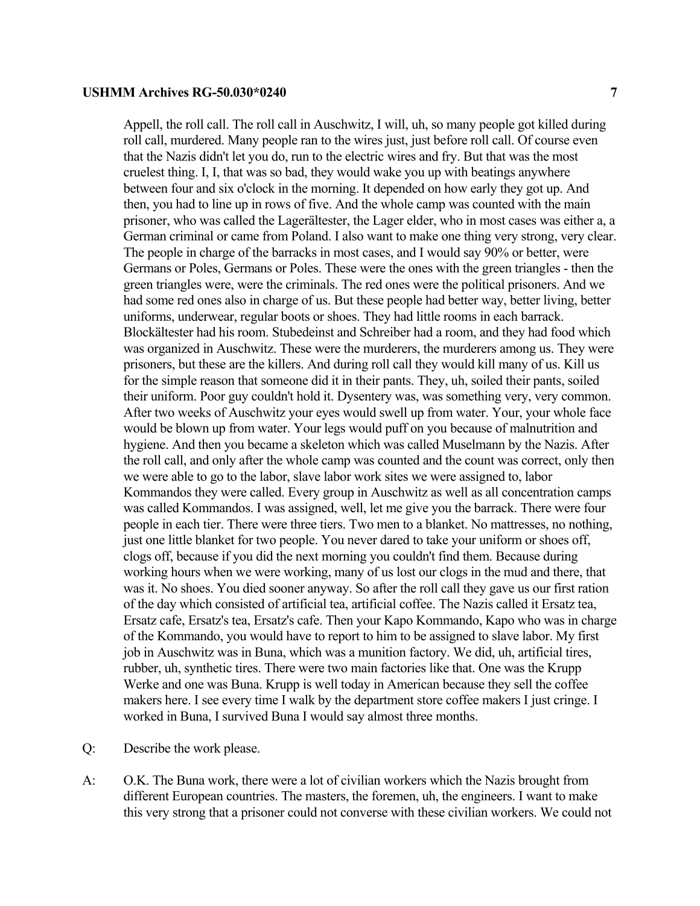Appell, the roll call. The roll call in Auschwitz, I will, uh, so many people got killed during roll call, murdered. Many people ran to the wires just, just before roll call. Of course even that the Nazis didn't let you do, run to the electric wires and fry. But that was the most cruelest thing. I, I, that was so bad, they would wake you up with beatings anywhere between four and six o'clock in the morning. It depended on how early they got up. And then, you had to line up in rows of five. And the whole camp was counted with the main prisoner, who was called the Lagerältester, the Lager elder, who in most cases was either a, a German criminal or came from Poland. I also want to make one thing very strong, very clear. The people in charge of the barracks in most cases, and I would say 90% or better, were Germans or Poles, Germans or Poles. These were the ones with the green triangles - then the green triangles were, were the criminals. The red ones were the political prisoners. And we had some red ones also in charge of us. But these people had better way, better living, better uniforms, underwear, regular boots or shoes. They had little rooms in each barrack. Blockältester had his room. Stubedeinst and Schreiber had a room, and they had food which was organized in Auschwitz. These were the murderers, the murderers among us. They were prisoners, but these are the killers. And during roll call they would kill many of us. Kill us for the simple reason that someone did it in their pants. They, uh, soiled their pants, soiled their uniform. Poor guy couldn't hold it. Dysentery was, was something very, very common. After two weeks of Auschwitz your eyes would swell up from water. Your, your whole face would be blown up from water. Your legs would puff on you because of malnutrition and hygiene. And then you became a skeleton which was called Muselmann by the Nazis. After the roll call, and only after the whole camp was counted and the count was correct, only then we were able to go to the labor, slave labor work sites we were assigned to, labor Kommandos they were called. Every group in Auschwitz as well as all concentration camps was called Kommandos. I was assigned, well, let me give you the barrack. There were four people in each tier. There were three tiers. Two men to a blanket. No mattresses, no nothing, just one little blanket for two people. You never dared to take your uniform or shoes off, clogs off, because if you did the next morning you couldn't find them. Because during working hours when we were working, many of us lost our clogs in the mud and there, that was it. No shoes. You died sooner anyway. So after the roll call they gave us our first ration of the day which consisted of artificial tea, artificial coffee. The Nazis called it Ersatz tea, Ersatz cafe, Ersatz's tea, Ersatz's cafe. Then your Kapo Kommando, Kapo who was in charge of the Kommando, you would have to report to him to be assigned to slave labor. My first job in Auschwitz was in Buna, which was a munition factory. We did, uh, artificial tires, rubber, uh, synthetic tires. There were two main factories like that. One was the Krupp Werke and one was Buna. Krupp is well today in American because they sell the coffee makers here. I see every time I walk by the department store coffee makers I just cringe. I worked in Buna, I survived Buna I would say almost three months.

Q: Describe the work please.

A: O.K. The Buna work, there were a lot of civilian workers which the Nazis brought from different European countries. The masters, the foremen, uh, the engineers. I want to make this very strong that a prisoner could not converse with these civilian workers. We could not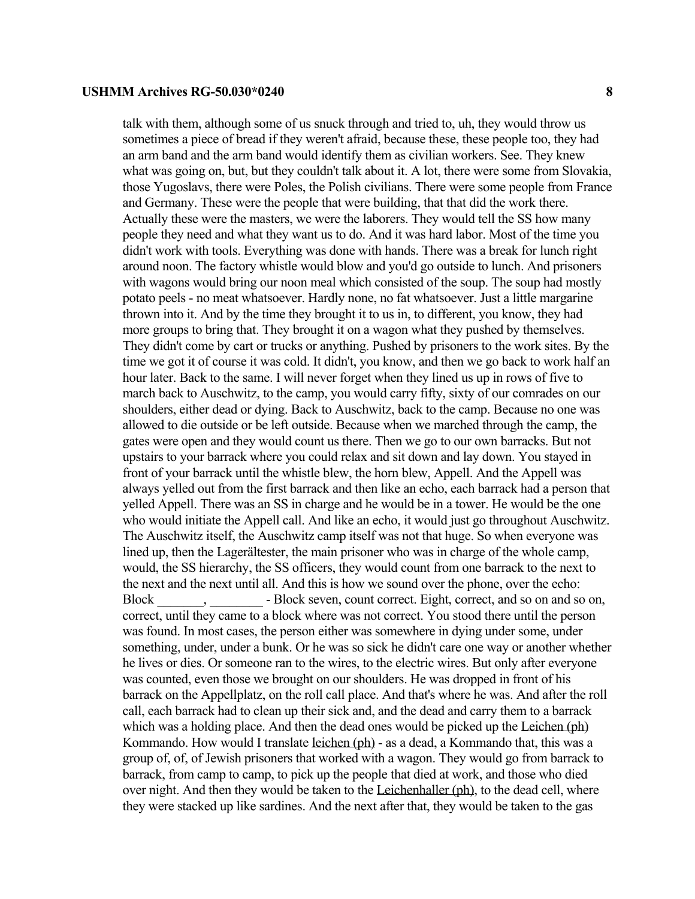talk with them, although some of us snuck through and tried to, uh, they would throw us sometimes a piece of bread if they weren't afraid, because these, these people too, they had an arm band and the arm band would identify them as civilian workers. See. They knew what was going on, but, but they couldn't talk about it. A lot, there were some from Slovakia, those Yugoslavs, there were Poles, the Polish civilians. There were some people from France and Germany. These were the people that were building, that that did the work there. Actually these were the masters, we were the laborers. They would tell the SS how many people they need and what they want us to do. And it was hard labor. Most of the time you didn't work with tools. Everything was done with hands. There was a break for lunch right around noon. The factory whistle would blow and you'd go outside to lunch. And prisoners with wagons would bring our noon meal which consisted of the soup. The soup had mostly potato peels - no meat whatsoever. Hardly none, no fat whatsoever. Just a little margarine thrown into it. And by the time they brought it to us in, to different, you know, they had more groups to bring that. They brought it on a wagon what they pushed by themselves. They didn't come by cart or trucks or anything. Pushed by prisoners to the work sites. By the time we got it of course it was cold. It didn't, you know, and then we go back to work half an hour later. Back to the same. I will never forget when they lined us up in rows of five to march back to Auschwitz, to the camp, you would carry fifty, sixty of our comrades on our shoulders, either dead or dying. Back to Auschwitz, back to the camp. Because no one was allowed to die outside or be left outside. Because when we marched through the camp, the gates were open and they would count us there. Then we go to our own barracks. But not upstairs to your barrack where you could relax and sit down and lay down. You stayed in front of your barrack until the whistle blew, the horn blew, Appell. And the Appell was always yelled out from the first barrack and then like an echo, each barrack had a person that yelled Appell. There was an SS in charge and he would be in a tower. He would be the one who would initiate the Appell call. And like an echo, it would just go throughout Auschwitz. The Auschwitz itself, the Auschwitz camp itself was not that huge. So when everyone was lined up, then the Lagerältester, the main prisoner who was in charge of the whole camp, would, the SS hierarchy, the SS officers, they would count from one barrack to the next to the next and the next until all. And this is how we sound over the phone, over the echo: Block _______, ________ - Block seven, count correct. Eight, correct, and so on and so on, correct, until they came to a block where was not correct. You stood there until the person was found. In most cases, the person either was somewhere in dying under some, under something, under, under a bunk. Or he was so sick he didn't care one way or another whether he lives or dies. Or someone ran to the wires, to the electric wires. But only after everyone was counted, even those we brought on our shoulders. He was dropped in front of his barrack on the Appellplatz, on the roll call place. And that's where he was. And after the roll call, each barrack had to clean up their sick and, and the dead and carry them to a barrack which was a holding place. And then the dead ones would be picked up the Leichen (ph) Kommando. How would I translate leichen (ph) - as a dead, a Kommando that, this was a group of, of, of Jewish prisoners that worked with a wagon. They would go from barrack to barrack, from camp to camp, to pick up the people that died at work, and those who died over night. And then they would be taken to the Leichenhaller (ph), to the dead cell, where they were stacked up like sardines. And the next after that, they would be taken to the gas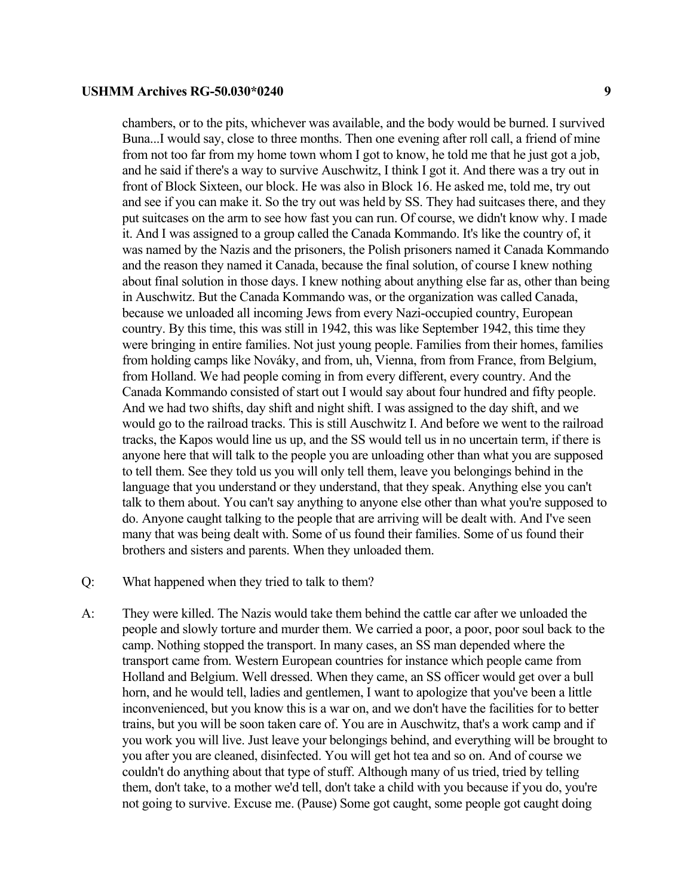chambers, or to the pits, whichever was available, and the body would be burned. I survived Buna...I would say, close to three months. Then one evening after roll call, a friend of mine from not too far from my home town whom I got to know, he told me that he just got a job, and he said if there's a way to survive Auschwitz, I think I got it. And there was a try out in front of Block Sixteen, our block. He was also in Block 16. He asked me, told me, try out and see if you can make it. So the try out was held by SS. They had suitcases there, and they put suitcases on the arm to see how fast you can run. Of course, we didn't know why. I made it. And I was assigned to a group called the Canada Kommando. It's like the country of, it was named by the Nazis and the prisoners, the Polish prisoners named it Canada Kommando and the reason they named it Canada, because the final solution, of course I knew nothing about final solution in those days. I knew nothing about anything else far as, other than being in Auschwitz. But the Canada Kommando was, or the organization was called Canada, because we unloaded all incoming Jews from every Nazi-occupied country, European country. By this time, this was still in 1942, this was like September 1942, this time they were bringing in entire families. Not just young people. Families from their homes, families from holding camps like Nováky, and from, uh, Vienna, from from France, from Belgium, from Holland. We had people coming in from every different, every country. And the Canada Kommando consisted of start out I would say about four hundred and fifty people. And we had two shifts, day shift and night shift. I was assigned to the day shift, and we would go to the railroad tracks. This is still Auschwitz I. And before we went to the railroad tracks, the Kapos would line us up, and the SS would tell us in no uncertain term, if there is anyone here that will talk to the people you are unloading other than what you are supposed to tell them. See they told us you will only tell them, leave you belongings behind in the language that you understand or they understand, that they speak. Anything else you can't talk to them about. You can't say anything to anyone else other than what you're supposed to do. Anyone caught talking to the people that are arriving will be dealt with. And I've seen many that was being dealt with. Some of us found their families. Some of us found their brothers and sisters and parents. When they unloaded them.

Q: What happened when they tried to talk to them?

A: They were killed. The Nazis would take them behind the cattle car after we unloaded the people and slowly torture and murder them. We carried a poor, a poor, poor soul back to the camp. Nothing stopped the transport. In many cases, an SS man depended where the transport came from. Western European countries for instance which people came from Holland and Belgium. Well dressed. When they came, an SS officer would get over a bull horn, and he would tell, ladies and gentlemen, I want to apologize that you've been a little inconvenienced, but you know this is a war on, and we don't have the facilities for to better trains, but you will be soon taken care of. You are in Auschwitz, that's a work camp and if you work you will live. Just leave your belongings behind, and everything will be brought to you after you are cleaned, disinfected. You will get hot tea and so on. And of course we couldn't do anything about that type of stuff. Although many of us tried, tried by telling them, don't take, to a mother we'd tell, don't take a child with you because if you do, you're not going to survive. Excuse me. (Pause) Some got caught, some people got caught doing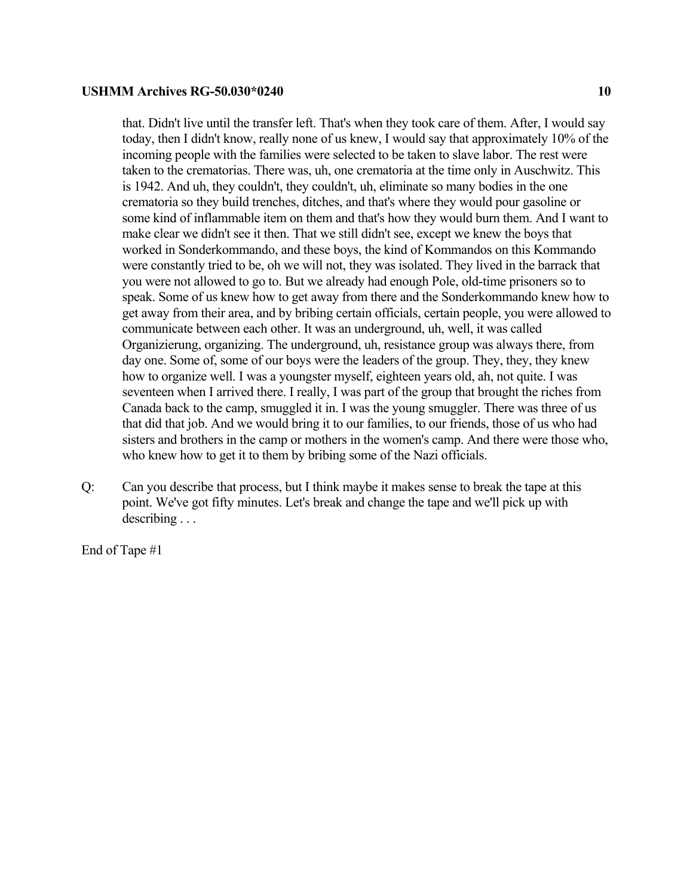that. Didn't live until the transfer left. That's when they took care of them. After, I would say today, then I didn't know, really none of us knew, I would say that approximately 10% of the incoming people with the families were selected to be taken to slave labor. The rest were taken to the crematorias. There was, uh, one crematoria at the time only in Auschwitz. This is 1942. And uh, they couldn't, they couldn't, uh, eliminate so many bodies in the one crematoria so they build trenches, ditches, and that's where they would pour gasoline or some kind of inflammable item on them and that's how they would burn them. And I want to make clear we didn't see it then. That we still didn't see, except we knew the boys that worked in Sonderkommando, and these boys, the kind of Kommandos on this Kommando were constantly tried to be, oh we will not, they was isolated. They lived in the barrack that you were not allowed to go to. But we already had enough Pole, old-time prisoners so to speak. Some of us knew how to get away from there and the Sonderkommando knew how to get away from their area, and by bribing certain officials, certain people, you were allowed to communicate between each other. It was an underground, uh, well, it was called Organizierung, organizing. The underground, uh, resistance group was always there, from day one. Some of, some of our boys were the leaders of the group. They, they, they knew how to organize well. I was a youngster myself, eighteen years old, ah, not quite. I was seventeen when I arrived there. I really, I was part of the group that brought the riches from Canada back to the camp, smuggled it in. I was the young smuggler. There was three of us that did that job. And we would bring it to our families, to our friends, those of us who had sisters and brothers in the camp or mothers in the women's camp. And there were those who, who knew how to get it to them by bribing some of the Nazi officials.

Q: Can you describe that process, but I think maybe it makes sense to break the tape at this point. We've got fifty minutes. Let's break and change the tape and we'll pick up with describing . . .

End of Tape #1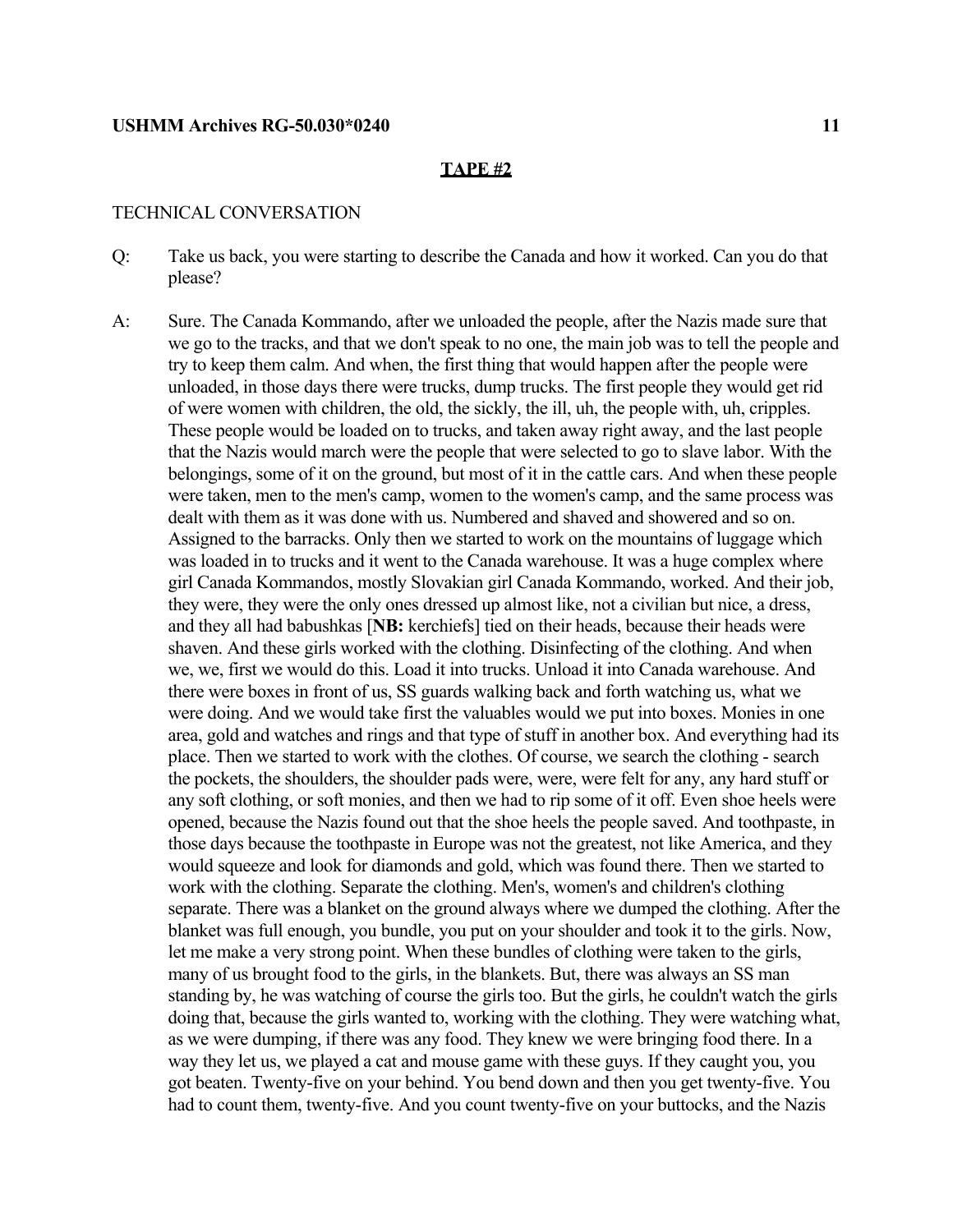**TAPE #2**

TECHNICAL CONVERSATION

Q: Take us back, you were starting to describe the Canada and how it worked. Can you do that please?

A: Sure. The Canada Kommando, after we unloaded the people, after the Nazis made sure that we go to the tracks, and that we don't speak to no one, the main job was to tell the people and try to keep them calm. And when, the first thing that would happen after the people were unloaded, in those days there were trucks, dump trucks. The first people they would get rid of were women with children, the old, the sickly, the ill, uh, the people with, uh, cripples. These people would be loaded on to trucks, and taken away right away, and the last people that the Nazis would march were the people that were selected to go to slave labor. With the belongings, some of it on the ground, but most of it in the cattle cars. And when these people were taken, men to the men's camp, women to the women's camp, and the same process was dealt with them as it was done with us. Numbered and shaved and showered and so on. Assigned to the barracks. Only then we started to work on the mountains of luggage which was loaded in to trucks and it went to the Canada warehouse. It was a huge complex where girl Canada Kommandos, mostly Slovakian girl Canada Kommando, worked. And their job, they were, they were the only ones dressed up almost like, not a civilian but nice, a dress, and they all had babushkas [**NB:** kerchiefs] tied on their heads, because their heads were shaven. And these girls worked with the clothing. Disinfecting of the clothing. And when we, we, first we would do this. Load it into trucks. Unload it into Canada warehouse. And there were boxes in front of us, SS guards walking back and forth watching us, what we were doing. And we would take first the valuables would we put into boxes. Monies in one area, gold and watches and rings and that type of stuff in another box. And everything had its place. Then we started to work with the clothes. Of course, we search the clothing - search the pockets, the shoulders, the shoulder pads were, were, were felt for any, any hard stuff or any soft clothing, or soft monies, and then we had to rip some of it off. Even shoe heels were opened, because the Nazis found out that the shoe heels the people saved. And toothpaste, in those days because the toothpaste in Europe was not the greatest, not like America, and they would squeeze and look for diamonds and gold, which was found there. Then we started to work with the clothing. Separate the clothing. Men's, women's and children's clothing separate. There was a blanket on the ground always where we dumped the clothing. After the blanket was full enough, you bundle, you put on your shoulder and took it to the girls. Now, let me make a very strong point. When these bundles of clothing were taken to the girls, many of us brought food to the girls, in the blankets. But, there was always an SS man standing by, he was watching of course the girls too. But the girls, he couldn't watch the girls doing that, because the girls wanted to, working with the clothing. They were watching what, as we were dumping, if there was any food. They knew we were bringing food there. In a way they let us, we played a cat and mouse game with these guys. If they caught you, you got beaten. Twenty-five on your behind. You bend down and then you get twenty-five. You had to count them, twenty-five. And you count twenty-five on your buttocks, and the Nazis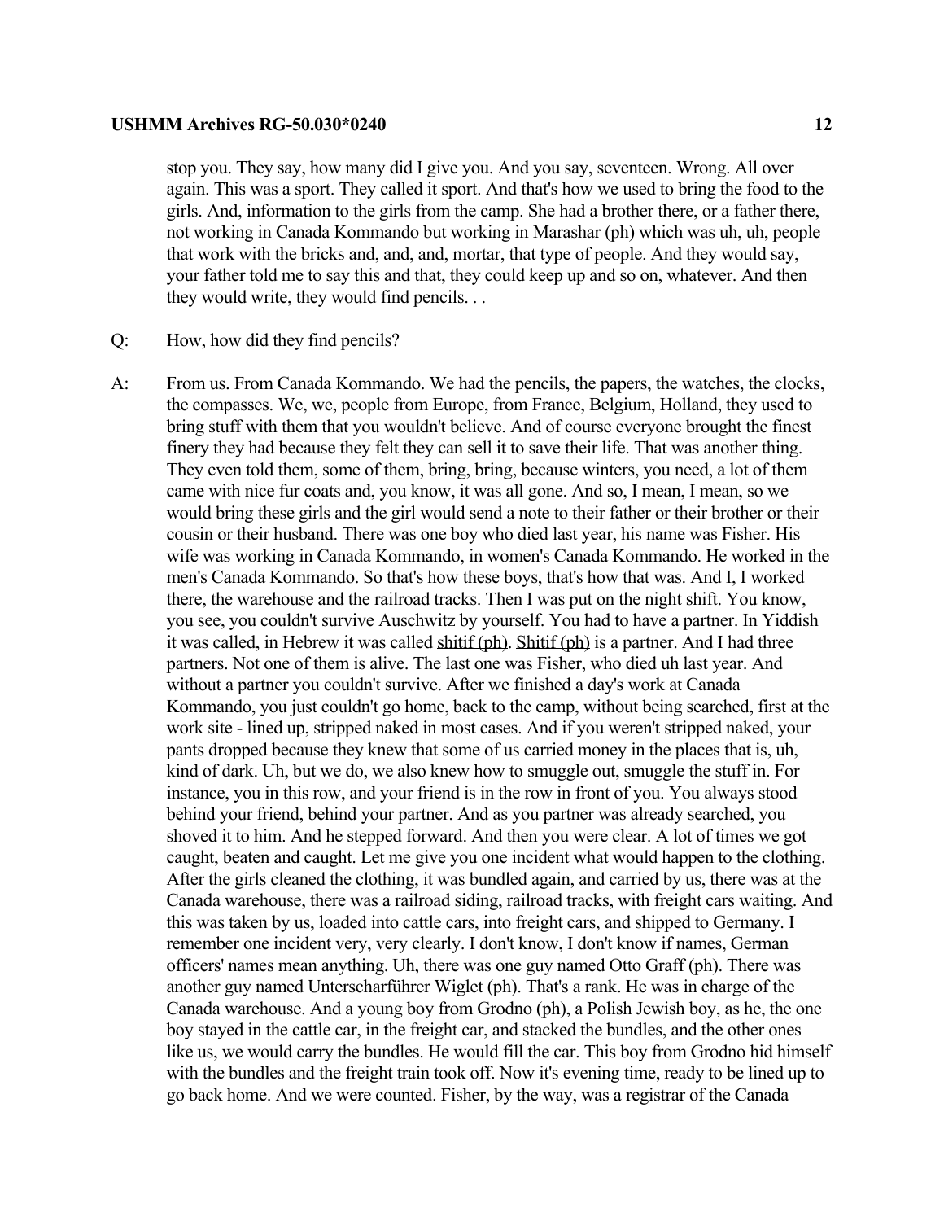stop you. They say, how many did I give you. And you say, seventeen. Wrong. All over again. This was a sport. They called it sport. And that's how we used to bring the food to the girls. And, information to the girls from the camp. She had a brother there, or a father there, not working in Canada Kommando but working in Marashar (ph) which was uh, uh, people that work with the bricks and, and, and, mortar, that type of people. And they would say, your father told me to say this and that, they could keep up and so on, whatever. And then they would write, they would find pencils. . .

Q: How, how did they find pencils?

A: From us. From Canada Kommando. We had the pencils, the papers, the watches, the clocks, the compasses. We, we, people from Europe, from France, Belgium, Holland, they used to bring stuff with them that you wouldn't believe. And of course everyone brought the finest finery they had because they felt they can sell it to save their life. That was another thing. They even told them, some of them, bring, bring, because winters, you need, a lot of them came with nice fur coats and, you know, it was all gone. And so, I mean, I mean, so we would bring these girls and the girl would send a note to their father or their brother or their cousin or their husband. There was one boy who died last year, his name was Fisher. His wife was working in Canada Kommando, in women's Canada Kommando. He worked in the men's Canada Kommando. So that's how these boys, that's how that was. And I, I worked there, the warehouse and the railroad tracks. Then I was put on the night shift. You know, you see, you couldn't survive Auschwitz by yourself. You had to have a partner. In Yiddish it was called, in Hebrew it was called shitif (ph). Shitif (ph) is a partner. And I had three partners. Not one of them is alive. The last one was Fisher, who died uh last year. And without a partner you couldn't survive. After we finished a day's work at Canada Kommando, you just couldn't go home, back to the camp, without being searched, first at the work site - lined up, stripped naked in most cases. And if you weren't stripped naked, your pants dropped because they knew that some of us carried money in the places that is, uh, kind of dark. Uh, but we do, we also knew how to smuggle out, smuggle the stuff in. For instance, you in this row, and your friend is in the row in front of you. You always stood behind your friend, behind your partner. And as you partner was already searched, you shoved it to him. And he stepped forward. And then you were clear. A lot of times we got caught, beaten and caught. Let me give you one incident what would happen to the clothing. After the girls cleaned the clothing, it was bundled again, and carried by us, there was at the Canada warehouse, there was a railroad siding, railroad tracks, with freight cars waiting. And this was taken by us, loaded into cattle cars, into freight cars, and shipped to Germany. I remember one incident very, very clearly. I don't know, I don't know if names, German officers' names mean anything. Uh, there was one guy named Otto Graff (ph). There was another guy named Unterscharführer Wiglet (ph). That's a rank. He was in charge of the Canada warehouse. And a young boy from Grodno (ph), a Polish Jewish boy, as he, the one boy stayed in the cattle car, in the freight car, and stacked the bundles, and the other ones like us, we would carry the bundles. He would fill the car. This boy from Grodno hid himself with the bundles and the freight train took off. Now it's evening time, ready to be lined up to go back home. And we were counted. Fisher, by the way, was a registrar of the Canada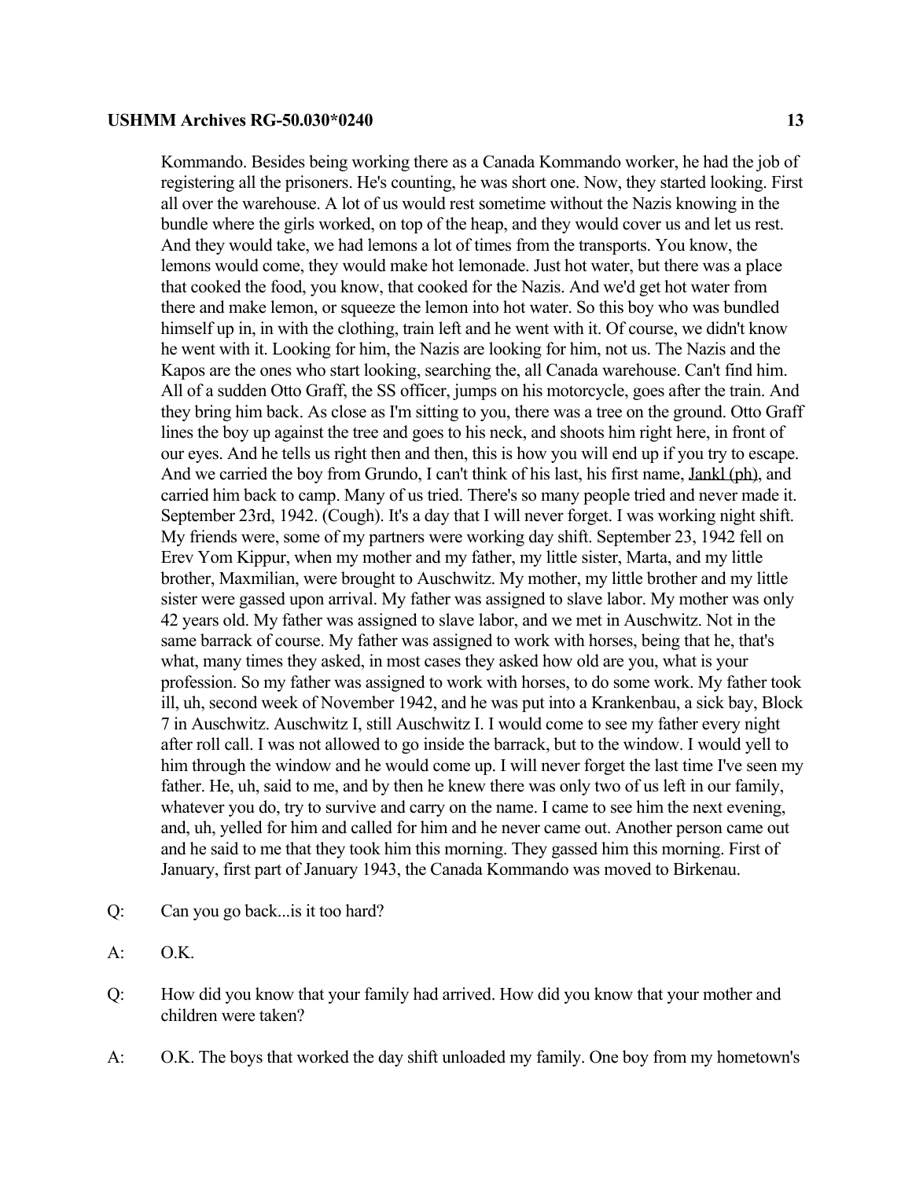Kommando. Besides being working there as a Canada Kommando worker, he had the job of registering all the prisoners. He's counting, he was short one. Now, they started looking. First all over the warehouse. A lot of us would rest sometime without the Nazis knowing in the bundle where the girls worked, on top of the heap, and they would cover us and let us rest. And they would take, we had lemons a lot of times from the transports. You know, the lemons would come, they would make hot lemonade. Just hot water, but there was a place that cooked the food, you know, that cooked for the Nazis. And we'd get hot water from there and make lemon, or squeeze the lemon into hot water. So this boy who was bundled himself up in, in with the clothing, train left and he went with it. Of course, we didn't know he went with it. Looking for him, the Nazis are looking for him, not us. The Nazis and the Kapos are the ones who start looking, searching the, all Canada warehouse. Can't find him. All of a sudden Otto Graff, the SS officer, jumps on his motorcycle, goes after the train. And they bring him back. As close as I'm sitting to you, there was a tree on the ground. Otto Graff lines the boy up against the tree and goes to his neck, and shoots him right here, in front of our eyes. And he tells us right then and then, this is how you will end up if you try to escape. And we carried the boy from Grundo, I can't think of his last, his first name, Jankl (ph), and carried him back to camp. Many of us tried. There's so many people tried and never made it. September 23rd, 1942. (Cough). It's a day that I will never forget. I was working night shift. My friends were, some of my partners were working day shift. September 23, 1942 fell on Erev Yom Kippur, when my mother and my father, my little sister, Marta, and my little brother, Maxmilian, were brought to Auschwitz. My mother, my little brother and my little sister were gassed upon arrival. My father was assigned to slave labor. My mother was only 42 years old. My father was assigned to slave labor, and we met in Auschwitz. Not in the same barrack of course. My father was assigned to work with horses, being that he, that's what, many times they asked, in most cases they asked how old are you, what is your profession. So my father was assigned to work with horses, to do some work. My father took ill, uh, second week of November 1942, and he was put into a Krankenbau, a sick bay, Block 7 in Auschwitz. Auschwitz I, still Auschwitz I. I would come to see my father every night after roll call. I was not allowed to go inside the barrack, but to the window. I would yell to him through the window and he would come up. I will never forget the last time I've seen my father. He, uh, said to me, and by then he knew there was only two of us left in our family, whatever you do, try to survive and carry on the name. I came to see him the next evening, and, uh, yelled for him and called for him and he never came out. Another person came out and he said to me that they took him this morning. They gassed him this morning. First of January, first part of January 1943, the Canada Kommando was moved to Birkenau.

Q: Can you go back...is it too hard?

A: O.K.

Q: How did you know that your family had arrived. How did you know that your mother and children were taken?

A: O.K. The boys that worked the day shift unloaded my family. One boy from my hometown's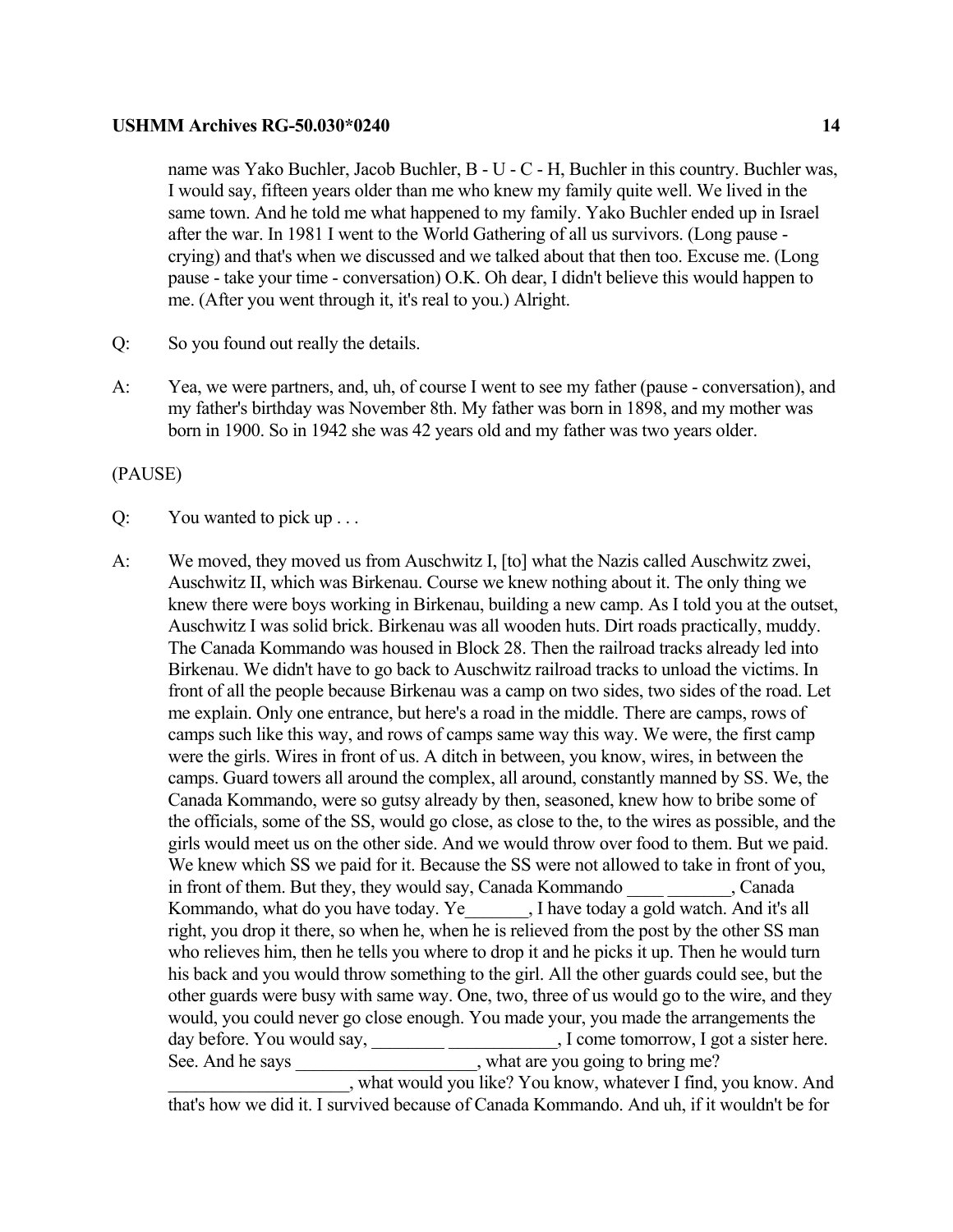name was Yako Buchler, Jacob Buchler, B - U - C - H, Buchler in this country. Buchler was, I would say, fifteen years older than me who knew my family quite well. We lived in the same town. And he told me what happened to my family. Yako Buchler ended up in Israel after the war. In 1981 I went to the World Gathering of all us survivors. (Long pause - crying) and that's when we discussed and we talked about that then too. Excuse me. (Long pause - take your time - conversation) O.K. Oh dear, I didn't believe this would happen to me. (After you went through it, it's real to you.) Alright.

Q: So you found out really the details.

A: Yea, we were partners, and, uh, of course I went to see my father (pause - conversation), and my father's birthday was November 8th. My father was born in 1898, and my mother was born in 1900. So in 1942 she was 42 years old and my father was two years older.

(PAUSE)

Q: You wanted to pick up . . .

A: We moved, they moved us from Auschwitz I, [to] what the Nazis called Auschwitz zwei, Auschwitz II, which was Birkenau. Course we knew nothing about it. The only thing we knew there were boys working in Birkenau, building a new camp. As I told you at the outset, Auschwitz I was solid brick. Birkenau was all wooden huts. Dirt roads practically, muddy. The Canada Kommando was housed in Block 28. Then the railroad tracks already led into Birkenau. We didn't have to go back to Auschwitz railroad tracks to unload the victims. In front of all the people because Birkenau was a camp on two sides, two sides of the road. Let me explain. Only one entrance, but here's a road in the middle. There are camps, rows of camps such like this way, and rows of camps same way this way. We were, the first camp were the girls. Wires in front of us. A ditch in between, you know, wires, in between the camps. Guard towers all around the complex, all around, constantly manned by SS. We, the Canada Kommando, were so gutsy already by then, seasoned, knew how to bribe some of the officials, some of the SS, would go close, as close to the, to the wires as possible, and the girls would meet us on the other side. And we would throw over food to them. But we paid. We knew which SS we paid for it. Because the SS were not allowed to take in front of you, in front of them. But they, they would say, Canada Kommando ____ _______, Canada Kommando, what do you have today. Ye_______, I have today a gold watch. And it's all right, you drop it there, so when he, when he is relieved from the post by the other SS man who relieves him, then he tells you where to drop it and he picks it up. Then he would turn his back and you would throw something to the girl. All the other guards could see, but the other guards were busy with same way. One, two, three of us would go to the wire, and they would, you could never go close enough. You made your, you made the arrangements the day before. You would say, ________ ____________, I come tomorrow, I got a sister here. See. And he says ____________________, what are you going to bring me? ____________________, what would you like? You know, whatever I find, you know. And that's how we did it. I survived because of Canada Kommando. And uh, if it wouldn't be for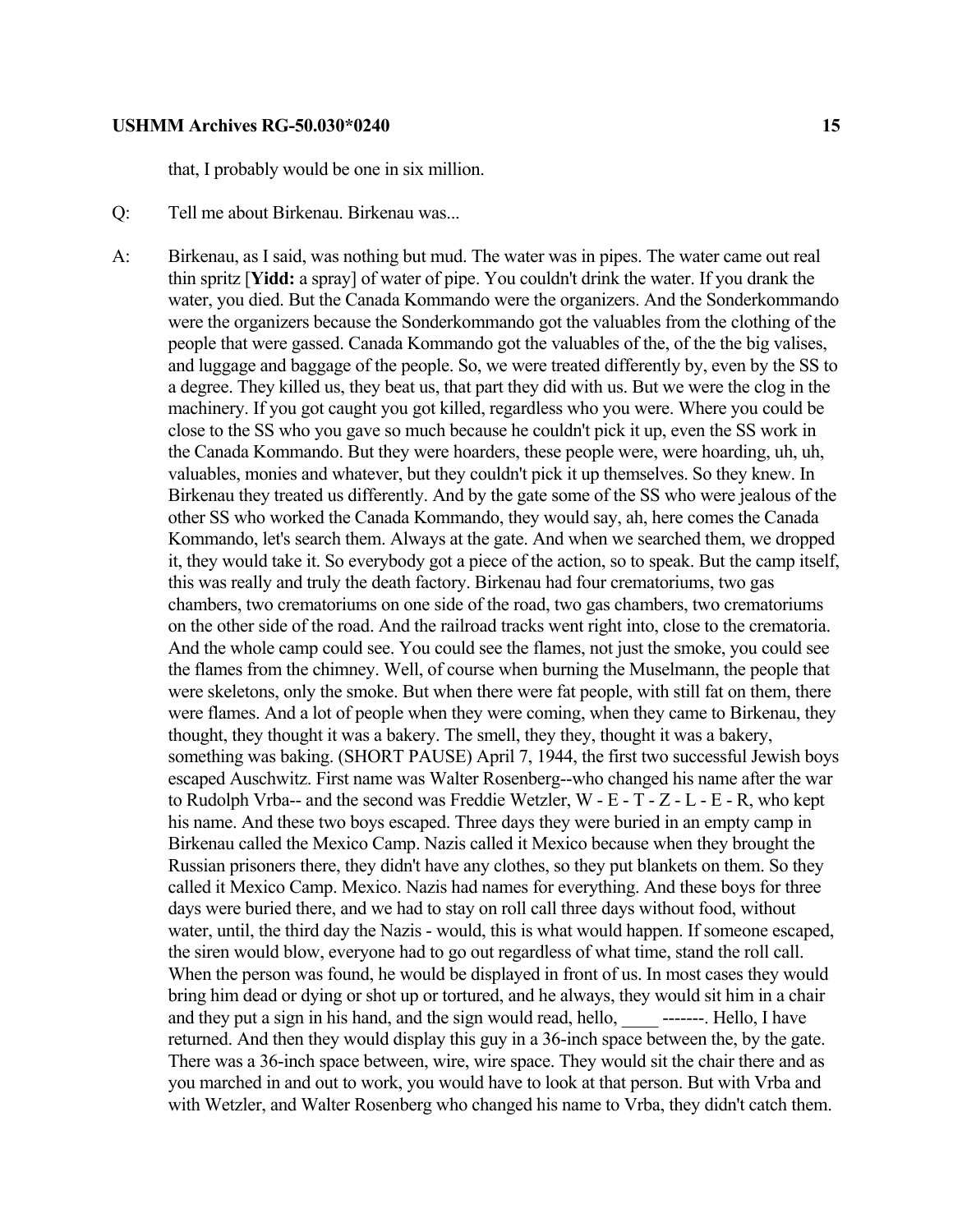that, I probably would be one in six million.

Q: Tell me about Birkenau. Birkenau was...

A: Birkenau, as I said, was nothing but mud. The water was in pipes. The water came out real thin spritz [**Yidd:** a spray] of water of pipe. You couldn't drink the water. If you drank the water, you died. But the Canada Kommando were the organizers. And the Sonderkommando were the organizers because the Sonderkommando got the valuables from the clothing of the people that were gassed. Canada Kommando got the valuables of the, of the the big valises, and luggage and baggage of the people. So, we were treated differently by, even by the SS to a degree. They killed us, they beat us, that part they did with us. But we were the clog in the machinery. If you got caught you got killed, regardless who you were. Where you could be close to the SS who you gave so much because he couldn't pick it up, even the SS work in the Canada Kommando. But they were hoarders, these people were, were hoarding, uh, uh, valuables, monies and whatever, but they couldn't pick it up themselves. So they knew. In Birkenau they treated us differently. And by the gate some of the SS who were jealous of the other SS who worked the Canada Kommando, they would say, ah, here comes the Canada Kommando, let's search them. Always at the gate. And when we searched them, we dropped it, they would take it. So everybody got a piece of the action, so to speak. But the camp itself, this was really and truly the death factory. Birkenau had four crematoriums, two gas chambers, two crematoriums on one side of the road, two gas chambers, two crematoriums on the other side of the road. And the railroad tracks went right into, close to the crematoria. And the whole camp could see. You could see the flames, not just the smoke, you could see the flames from the chimney. Well, of course when burning the Muselmann, the people that were skeletons, only the smoke. But when there were fat people, with still fat on them, there were flames. And a lot of people when they were coming, when they came to Birkenau, they thought, they thought it was a bakery. The smell, they they, thought it was a bakery, something was baking. (SHORT PAUSE) April 7, 1944, the first two successful Jewish boys escaped Auschwitz. First name was Walter Rosenberg--who changed his name after the war to Rudolph Vrba-- and the second was Freddie Wetzler, W - E - T - Z - L - E - R, who kept his name. And these two boys escaped. Three days they were buried in an empty camp in Birkenau called the Mexico Camp. Nazis called it Mexico because when they brought the Russian prisoners there, they didn't have any clothes, so they put blankets on them. So they called it Mexico Camp. Mexico. Nazis had names for everything. And these boys for three days were buried there, and we had to stay on roll call three days without food, without water, until, the third day the Nazis - would, this is what would happen. If someone escaped, the siren would blow, everyone had to go out regardless of what time, stand the roll call. When the person was found, he would be displayed in front of us. In most cases they would bring him dead or dying or shot up or tortured, and he always, they would sit him in a chair and they put a sign in his hand, and the sign would read, hello, ____ -------. Hello, I have returned. And then they would display this guy in a 36-inch space between the, by the gate. There was a 36-inch space between, wire, wire space. They would sit the chair there and as you marched in and out to work, you would have to look at that person. But with Vrba and with Wetzler, and Walter Rosenberg who changed his name to Vrba, they didn't catch them.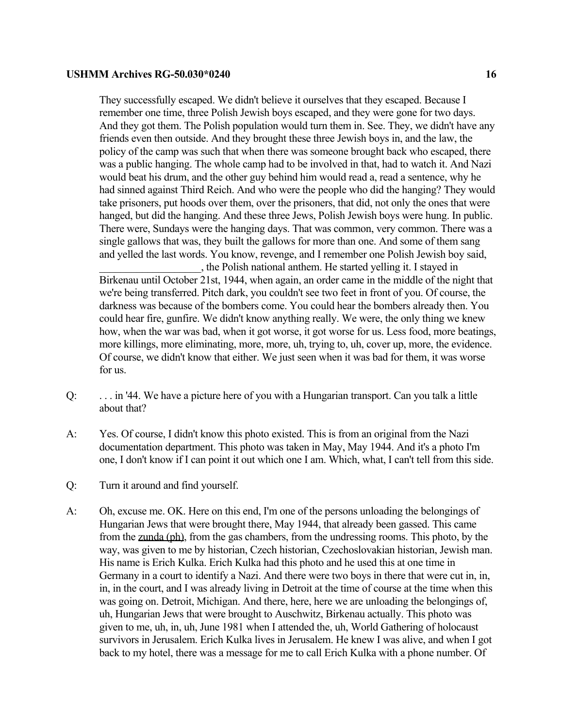They successfully escaped. We didn't believe it ourselves that they escaped. Because I remember one time, three Polish Jewish boys escaped, and they were gone for two days. And they got them. The Polish population would turn them in. See. They, we didn't have any friends even then outside. And they brought these three Jewish boys in, and the law, the policy of the camp was such that when there was someone brought back who escaped, there was a public hanging. The whole camp had to be involved in that, had to watch it. And Nazi would beat his drum, and the other guy behind him would read a, read a sentence, why he had sinned against Third Reich. And who were the people who did the hanging? They would take prisoners, put hoods over them, over the prisoners, that did, not only the ones that were hanged, but did the hanging. And these three Jews, Polish Jewish boys were hung. In public. There were, Sundays were the hanging days. That was common, very common. There was a single gallows that was, they built the gallows for more than one. And some of them sang and yelled the last words. You know, revenge, and I remember one Polish Jewish boy said, __________________, the Polish national anthem. He started yelling it. I stayed in Birkenau until October 21st, 1944, when again, an order came in the middle of the night that we're being transferred. Pitch dark, you couldn't see two feet in front of you. Of course, the darkness was because of the bombers come. You could hear the bombers already then. You could hear fire, gunfire. We didn't know anything really. We were, the only thing we knew how, when the war was bad, when it got worse, it got worse for us. Less food, more beatings, more killings, more eliminating, more, more, uh, trying to, uh, cover up, more, the evidence. Of course, we didn't know that either. We just seen when it was bad for them, it was worse for us.

Q: . . . in '44. We have a picture here of you with a Hungarian transport. Can you talk a little about that?

A: Yes. Of course, I didn't know this photo existed. This is from an original from the Nazi documentation department. This photo was taken in May, May 1944. And it's a photo I'm one, I don't know if I can point it out which one I am. Which, what, I can't tell from this side.

Q: Turn it around and find yourself.

A: Oh, excuse me. OK. Here on this end, I'm one of the persons unloading the belongings of Hungarian Jews that were brought there, May 1944, that already been gassed. This came from the zunda (ph), from the gas chambers, from the undressing rooms. This photo, by the way, was given to me by historian, Czech historian, Czechoslovakian historian, Jewish man. His name is Erich Kulka. Erich Kulka had this photo and he used this at one time in Germany in a court to identify a Nazi. And there were two boys in there that were cut in, in, in, in the court, and I was already living in Detroit at the time of course at the time when this was going on. Detroit, Michigan. And there, here, here we are unloading the belongings of, uh, Hungarian Jews that were brought to Auschwitz, Birkenau actually. This photo was given to me, uh, in, uh, June 1981 when I attended the, uh, World Gathering of holocaust survivors in Jerusalem. Erich Kulka lives in Jerusalem. He knew I was alive, and when I got back to my hotel, there was a message for me to call Erich Kulka with a phone number. Of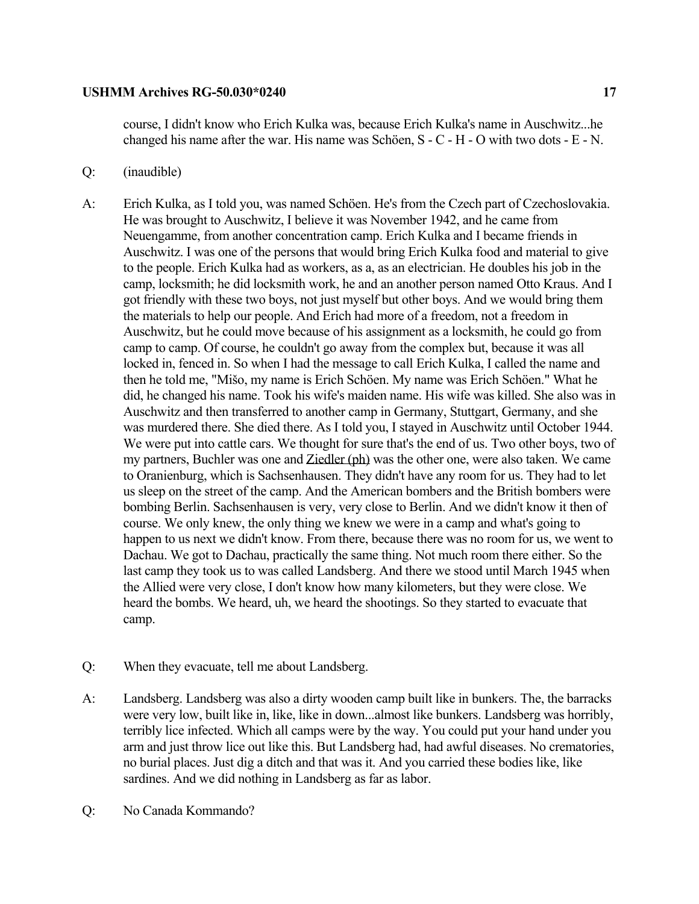course, I didn't know who Erich Kulka was, because Erich Kulka's name in Auschwitz...he changed his name after the war. His name was Schöen, S - C - H - O with two dots - E - N.

Q: (inaudible)

A: Erich Kulka, as I told you, was named Schöen. He's from the Czech part of Czechoslovakia. He was brought to Auschwitz, I believe it was November 1942, and he came from Neuengamme, from another concentration camp. Erich Kulka and I became friends in Auschwitz. I was one of the persons that would bring Erich Kulka food and material to give to the people. Erich Kulka had as workers, as a, as an electrician. He doubles his job in the camp, locksmith; he did locksmith work, he and an another person named Otto Kraus. And I got friendly with these two boys, not just myself but other boys. And we would bring them the materials to help our people. And Erich had more of a freedom, not a freedom in Auschwitz, but he could move because of his assignment as a locksmith, he could go from camp to camp. Of course, he couldn't go away from the complex but, because it was all locked in, fenced in. So when I had the message to call Erich Kulka, I called the name and then he told me, "Mišo, my name is Erich Schöen. My name was Erich Schöen." What he did, he changed his name. Took his wife's maiden name. His wife was killed. She also was in Auschwitz and then transferred to another camp in Germany, Stuttgart, Germany, and she was murdered there. She died there. As I told you, I stayed in Auschwitz until October 1944. We were put into cattle cars. We thought for sure that's the end of us. Two other boys, two of my partners, Buchler was one and Ziedler (ph) was the other one, were also taken. We came to Oranienburg, which is Sachsenhausen. They didn't have any room for us. They had to let us sleep on the street of the camp. And the American bombers and the British bombers were bombing Berlin. Sachsenhausen is very, very close to Berlin. And we didn't know it then of course. We only knew, the only thing we knew we were in a camp and what's going to happen to us next we didn't know. From there, because there was no room for us, we went to Dachau. We got to Dachau, practically the same thing. Not much room there either. So the last camp they took us to was called Landsberg. And there we stood until March 1945 when the Allied were very close, I don't know how many kilometers, but they were close. We heard the bombs. We heard, uh, we heard the shootings. So they started to evacuate that camp.

Q: When they evacuate, tell me about Landsberg.

A: Landsberg. Landsberg was also a dirty wooden camp built like in bunkers. The, the barracks were very low, built like in, like, like in down...almost like bunkers. Landsberg was horribly, terribly lice infected. Which all camps were by the way. You could put your hand under you arm and just throw lice out like this. But Landsberg had, had awful diseases. No crematories, no burial places. Just dig a ditch and that was it. And you carried these bodies like, like sardines. And we did nothing in Landsberg as far as labor.

Q: No Canada Kommando?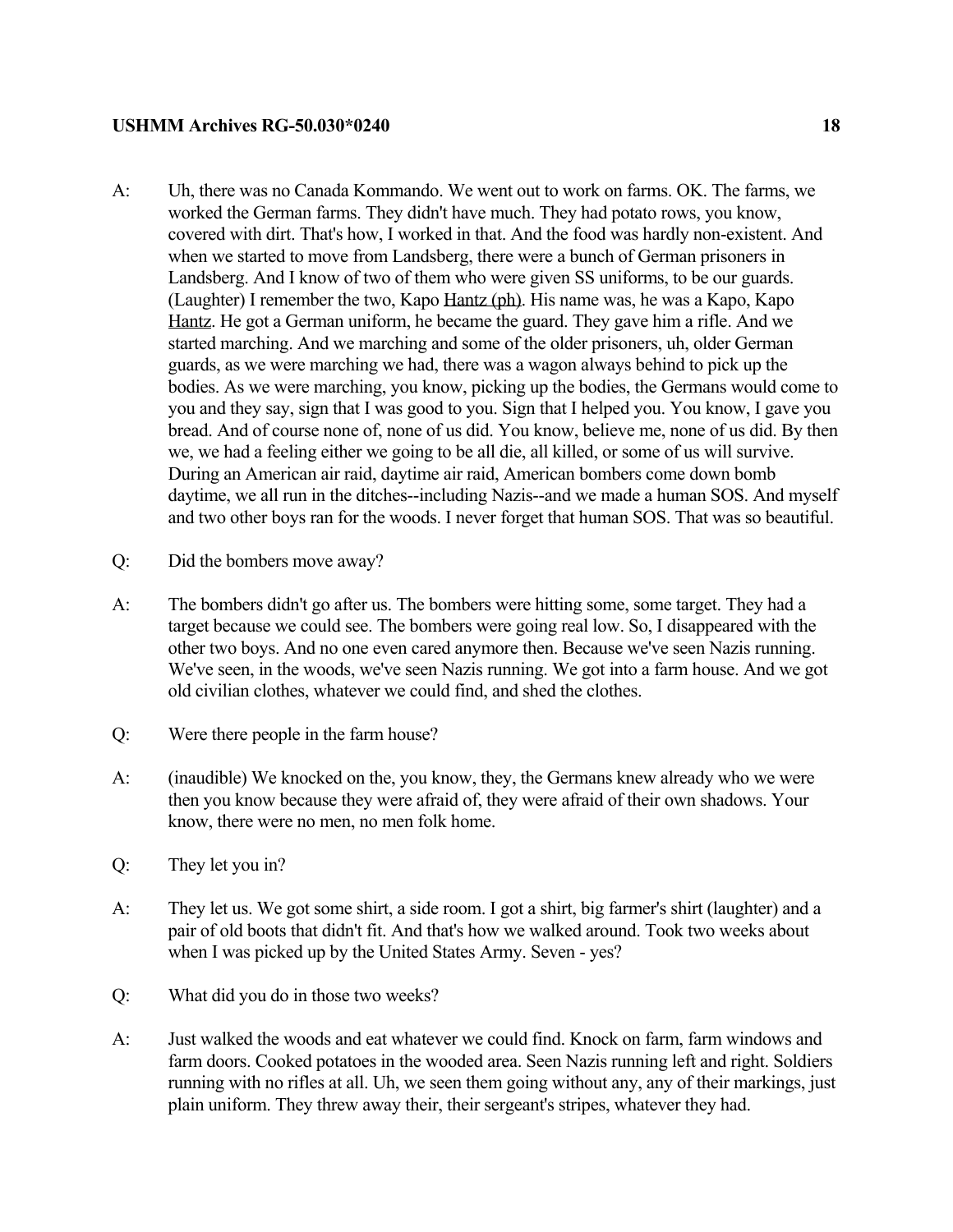A: Uh, there was no Canada Kommando. We went out to work on farms. OK. The farms, we worked the German farms. They didn't have much. They had potato rows, you know, covered with dirt. That's how, I worked in that. And the food was hardly non-existent. And when we started to move from Landsberg, there were a bunch of German prisoners in Landsberg. And I know of two of them who were given SS uniforms, to be our guards. (Laughter) I remember the two, Kapo Hantz (ph). His name was, he was a Kapo, Kapo Hantz. He got a German uniform, he became the guard. They gave him a rifle. And we started marching. And we marching and some of the older prisoners, uh, older German guards, as we were marching we had, there was a wagon always behind to pick up the bodies. As we were marching, you know, picking up the bodies, the Germans would come to you and they say, sign that I was good to you. Sign that I helped you. You know, I gave you bread. And of course none of, none of us did. You know, believe me, none of us did. By then we, we had a feeling either we going to be all die, all killed, or some of us will survive. During an American air raid, daytime air raid, American bombers come down bomb daytime, we all run in the ditches--including Nazis--and we made a human SOS. And myself and two other boys ran for the woods. I never forget that human SOS. That was so beautiful.

Q: Did the bombers move away?

A: The bombers didn't go after us. The bombers were hitting some, some target. They had a target because we could see. The bombers were going real low. So, I disappeared with the other two boys. And no one even cared anymore then. Because we've seen Nazis running. We've seen, in the woods, we've seen Nazis running. We got into a farm house. And we got old civilian clothes, whatever we could find, and shed the clothes.

Q: Were there people in the farm house?

A: (inaudible) We knocked on the, you know, they, the Germans knew already who we were then you know because they were afraid of, they were afraid of their own shadows. Your know, there were no men, no men folk home.

Q: They let you in?

A: They let us. We got some shirt, a side room. I got a shirt, big farmer's shirt (laughter) and a pair of old boots that didn't fit. And that's how we walked around. Took two weeks about when I was picked up by the United States Army. Seven - yes?

Q: What did you do in those two weeks?

A: Just walked the woods and eat whatever we could find. Knock on farm, farm windows and farm doors. Cooked potatoes in the wooded area. Seen Nazis running left and right. Soldiers running with no rifles at all. Uh, we seen them going without any, any of their markings, just plain uniform. They threw away their, their sergeant's stripes, whatever they had.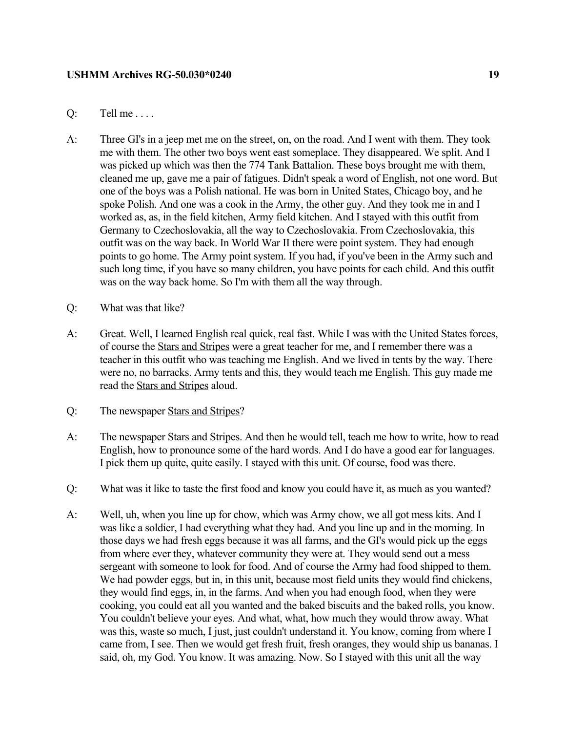Q: Tell me . . . .

A: Three GI's in a jeep met me on the street, on, on the road. And I went with them. They took me with them. The other two boys went east someplace. They disappeared. We split. And I was picked up which was then the 774 Tank Battalion. These boys brought me with them, cleaned me up, gave me a pair of fatigues. Didn't speak a word of English, not one word. But one of the boys was a Polish national. He was born in United States, Chicago boy, and he spoke Polish. And one was a cook in the Army, the other guy. And they took me in and I worked as, as, in the field kitchen, Army field kitchen. And I stayed with this outfit from Germany to Czechoslovakia, all the way to Czechoslovakia. From Czechoslovakia, this outfit was on the way back. In World War II there were point system. They had enough points to go home. The Army point system. If you had, if you've been in the Army such and such long time, if you have so many children, you have points for each child. And this outfit was on the way back home. So I'm with them all the way through.

Q: What was that like?

A: Great. Well, I learned English real quick, real fast. While I was with the United States forces, of course the Stars and Stripes were a great teacher for me, and I remember there was a teacher in this outfit who was teaching me English. And we lived in tents by the way. There were no, no barracks. Army tents and this, they would teach me English. This guy made me read the Stars and Stripes aloud.

Q: The newspaper Stars and Stripes?

A: The newspaper Stars and Stripes. And then he would tell, teach me how to write, how to read English, how to pronounce some of the hard words. And I do have a good ear for languages. I pick them up quite, quite easily. I stayed with this unit. Of course, food was there.

Q: What was it like to taste the first food and know you could have it, as much as you wanted?

A: Well, uh, when you line up for chow, which was Army chow, we all got mess kits. And I was like a soldier, I had everything what they had. And you line up and in the morning. In those days we had fresh eggs because it was all farms, and the GI's would pick up the eggs from where ever they, whatever community they were at. They would send out a mess sergeant with someone to look for food. And of course the Army had food shipped to them. We had powder eggs, but in, in this unit, because most field units they would find chickens, they would find eggs, in, in the farms. And when you had enough food, when they were cooking, you could eat all you wanted and the baked biscuits and the baked rolls, you know. You couldn't believe your eyes. And what, what, how much they would throw away. What was this, waste so much, I just, just couldn't understand it. You know, coming from where I came from, I see. Then we would get fresh fruit, fresh oranges, they would ship us bananas. I said, oh, my God. You know. It was amazing. Now. So I stayed with this unit all the way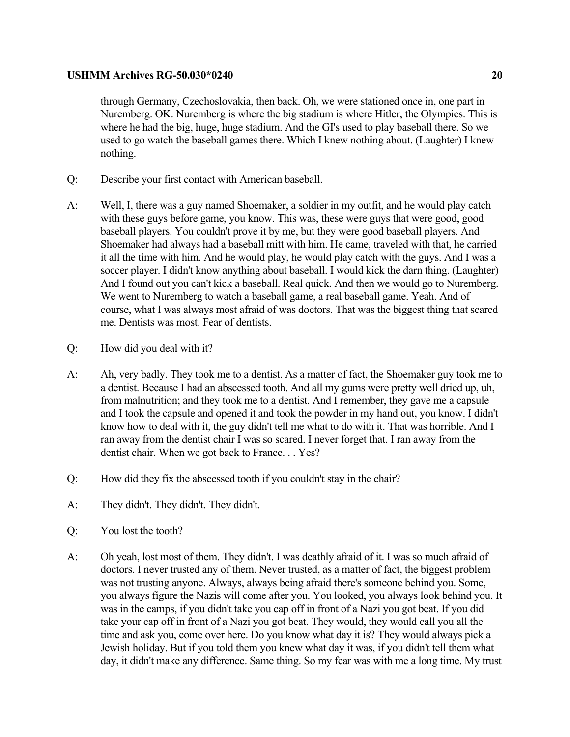through Germany, Czechoslovakia, then back. Oh, we were stationed once in, one part in Nuremberg. OK. Nuremberg is where the big stadium is where Hitler, the Olympics. This is where he had the big, huge, huge stadium. And the GI's used to play baseball there. So we used to go watch the baseball games there. Which I knew nothing about. (Laughter) I knew nothing.

Q: Describe your first contact with American baseball.

A: Well, I, there was a guy named Shoemaker, a soldier in my outfit, and he would play catch with these guys before game, you know. This was, these were guys that were good, good baseball players. You couldn't prove it by me, but they were good baseball players. And Shoemaker had always had a baseball mitt with him. He came, traveled with that, he carried it all the time with him. And he would play, he would play catch with the guys. And I was a soccer player. I didn't know anything about baseball. I would kick the darn thing. (Laughter) And I found out you can't kick a baseball. Real quick. And then we would go to Nuremberg. We went to Nuremberg to watch a baseball game, a real baseball game. Yeah. And of course, what I was always most afraid of was doctors. That was the biggest thing that scared me. Dentists was most. Fear of dentists.

Q: How did you deal with it?

A: Ah, very badly. They took me to a dentist. As a matter of fact, the Shoemaker guy took me to a dentist. Because I had an abscessed tooth. And all my gums were pretty well dried up, uh, from malnutrition; and they took me to a dentist. And I remember, they gave me a capsule and I took the capsule and opened it and took the powder in my hand out, you know. I didn't know how to deal with it, the guy didn't tell me what to do with it. That was horrible. And I ran away from the dentist chair I was so scared. I never forget that. I ran away from the dentist chair. When we got back to France. . . Yes?

Q: How did they fix the abscessed tooth if you couldn't stay in the chair?

A: They didn't. They didn't. They didn't.

Q: You lost the tooth?

A: Oh yeah, lost most of them. They didn't. I was deathly afraid of it. I was so much afraid of doctors. I never trusted any of them. Never trusted, as a matter of fact, the biggest problem was not trusting anyone. Always, always being afraid there's someone behind you. Some, you always figure the Nazis will come after you. You looked, you always look behind you. It was in the camps, if you didn't take you cap off in front of a Nazi you got beat. If you did take your cap off in front of a Nazi you got beat. They would, they would call you all the time and ask you, come over here. Do you know what day it is? They would always pick a Jewish holiday. But if you told them you knew what day it was, if you didn't tell them what day, it didn't make any difference. Same thing. So my fear was with me a long time. My trust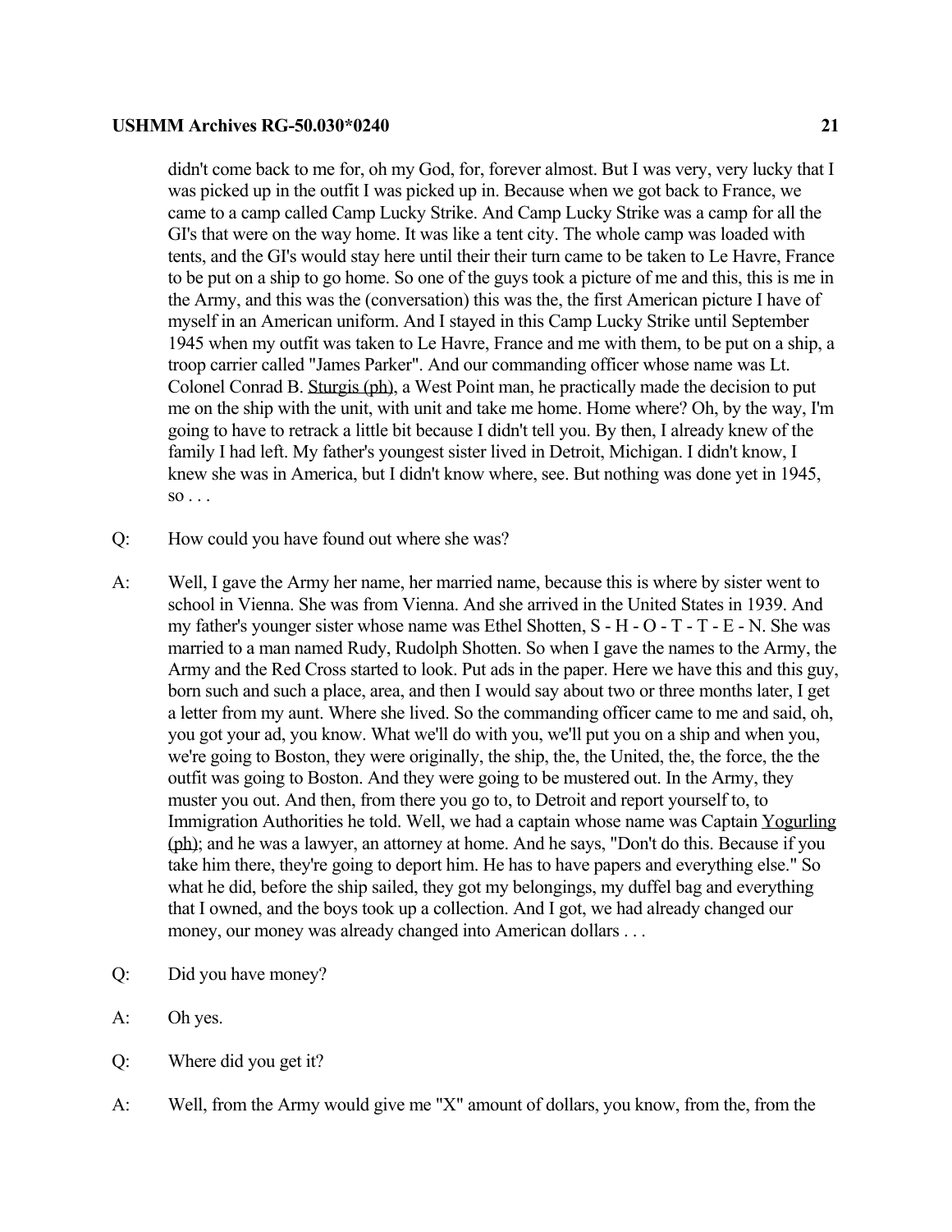didn't come back to me for, oh my God, for, forever almost. But I was very, very lucky that I was picked up in the outfit I was picked up in. Because when we got back to France, we came to a camp called Camp Lucky Strike. And Camp Lucky Strike was a camp for all the GI's that were on the way home. It was like a tent city. The whole camp was loaded with tents, and the GI's would stay here until their their turn came to be taken to Le Havre, France to be put on a ship to go home. So one of the guys took a picture of me and this, this is me in the Army, and this was the (conversation) this was the, the first American picture I have of myself in an American uniform. And I stayed in this Camp Lucky Strike until September 1945 when my outfit was taken to Le Havre, France and me with them, to be put on a ship, a troop carrier called "James Parker". And our commanding officer whose name was Lt. Colonel Conrad B. Sturgis (ph), a West Point man, he practically made the decision to put me on the ship with the unit, with unit and take me home. Home where? Oh, by the way, I'm going to have to retrack a little bit because I didn't tell you. By then, I already knew of the family I had left. My father's youngest sister lived in Detroit, Michigan. I didn't know, I knew she was in America, but I didn't know where, see. But nothing was done yet in 1945, so . . .

Q: How could you have found out where she was?

A: Well, I gave the Army her name, her married name, because this is where by sister went to school in Vienna. She was from Vienna. And she arrived in the United States in 1939. And my father's younger sister whose name was Ethel Shotten, S - H - O - T - T - E - N. She was married to a man named Rudy, Rudolph Shotten. So when I gave the names to the Army, the Army and the Red Cross started to look. Put ads in the paper. Here we have this and this guy, born such and such a place, area, and then I would say about two or three months later, I get a letter from my aunt. Where she lived. So the commanding officer came to me and said, oh, you got your ad, you know. What we'll do with you, we'll put you on a ship and when you, we're going to Boston, they were originally, the ship, the, the United, the, the force, the the outfit was going to Boston. And they were going to be mustered out. In the Army, they muster you out. And then, from there you go to, to Detroit and report yourself to, to Immigration Authorities he told. Well, we had a captain whose name was Captain Yogurling (ph); and he was a lawyer, an attorney at home. And he says, "Don't do this. Because if you take him there, they're going to deport him. He has to have papers and everything else." So what he did, before the ship sailed, they got my belongings, my duffel bag and everything that I owned, and the boys took up a collection. And I got, we had already changed our money, our money was already changed into American dollars . . .

Q: Did you have money?

A: Oh yes.

Q: Where did you get it?

A: Well, from the Army would give me "X" amount of dollars, you know, from the, from the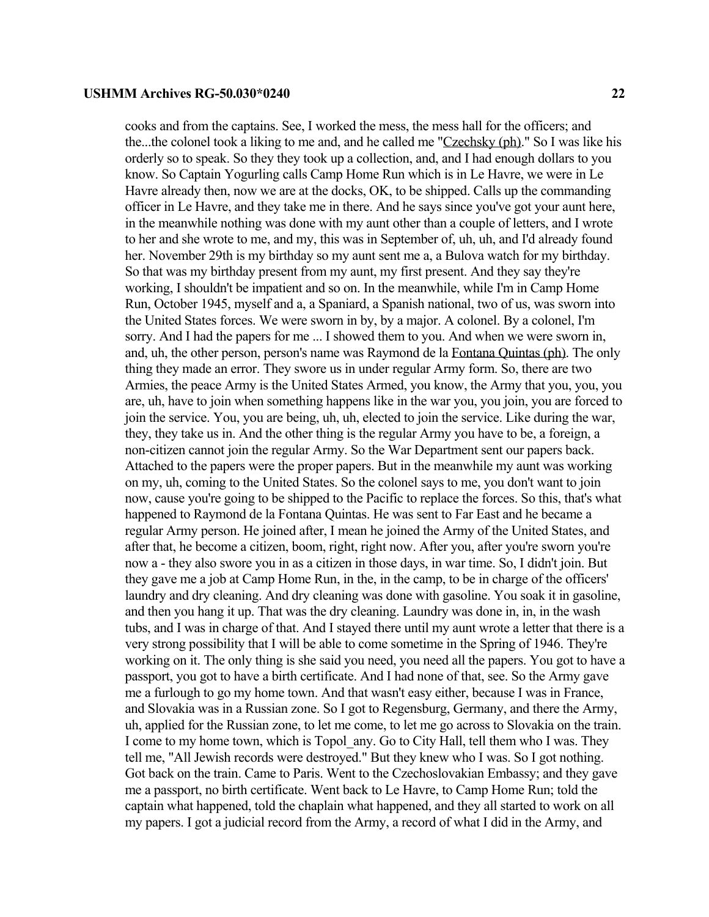cooks and from the captains. See, I worked the mess, the mess hall for the officers; and the...the colonel took a liking to me and, and he called me "Czechsky (ph)." So I was like his orderly so to speak. So they they took up a collection, and, and I had enough dollars to you know. So Captain Yogurling calls Camp Home Run which is in Le Havre, we were in Le Havre already then, now we are at the docks, OK, to be shipped. Calls up the commanding officer in Le Havre, and they take me in there. And he says since you've got your aunt here, in the meanwhile nothing was done with my aunt other than a couple of letters, and I wrote to her and she wrote to me, and my, this was in September of, uh, uh, and I'd already found her. November 29th is my birthday so my aunt sent me a, a Bulova watch for my birthday. So that was my birthday present from my aunt, my first present. And they say they're working, I shouldn't be impatient and so on. In the meanwhile, while I'm in Camp Home Run, October 1945, myself and a, a Spaniard, a Spanish national, two of us, was sworn into the United States forces. We were sworn in by, by a major. A colonel. By a colonel, I'm sorry. And I had the papers for me ... I showed them to you. And when we were sworn in, and, uh, the other person, person's name was Raymond de la Fontana Quintas (ph). The only thing they made an error. They swore us in under regular Army form. So, there are two Armies, the peace Army is the United States Armed, you know, the Army that you, you, you are, uh, have to join when something happens like in the war you, you join, you are forced to join the service. You, you are being, uh, uh, elected to join the service. Like during the war, they, they take us in. And the other thing is the regular Army you have to be, a foreign, a non-citizen cannot join the regular Army. So the War Department sent our papers back. Attached to the papers were the proper papers. But in the meanwhile my aunt was working on my, uh, coming to the United States. So the colonel says to me, you don't want to join now, cause you're going to be shipped to the Pacific to replace the forces. So this, that's what happened to Raymond de la Fontana Quintas. He was sent to Far East and he became a regular Army person. He joined after, I mean he joined the Army of the United States, and after that, he become a citizen, boom, right, right now. After you, after you're sworn you're now a - they also swore you in as a citizen in those days, in war time. So, I didn't join. But they gave me a job at Camp Home Run, in the, in the camp, to be in charge of the officers' laundry and dry cleaning. And dry cleaning was done with gasoline. You soak it in gasoline, and then you hang it up. That was the dry cleaning. Laundry was done in, in, in the wash tubs, and I was in charge of that. And I stayed there until my aunt wrote a letter that there is a very strong possibility that I will be able to come sometime in the Spring of 1946. They're working on it. The only thing is she said you need, you need all the papers. You got to have a passport, you got to have a birth certificate. And I had none of that, see. So the Army gave me a furlough to go my home town. And that wasn't easy either, because I was in France, and Slovakia was in a Russian zone. So I got to Regensburg, Germany, and there the Army, uh, applied for the Russian zone, to let me come, to let me go across to Slovakia on the train. I come to my home town, which is Topol_any. Go to City Hall, tell them who I was. They tell me, "All Jewish records were destroyed." But they knew who I was. So I got nothing. Got back on the train. Came to Paris. Went to the Czechoslovakian Embassy; and they gave me a passport, no birth certificate. Went back to Le Havre, to Camp Home Run; told the captain what happened, told the chaplain what happened, and they all started to work on all my papers. I got a judicial record from the Army, a record of what I did in the Army, and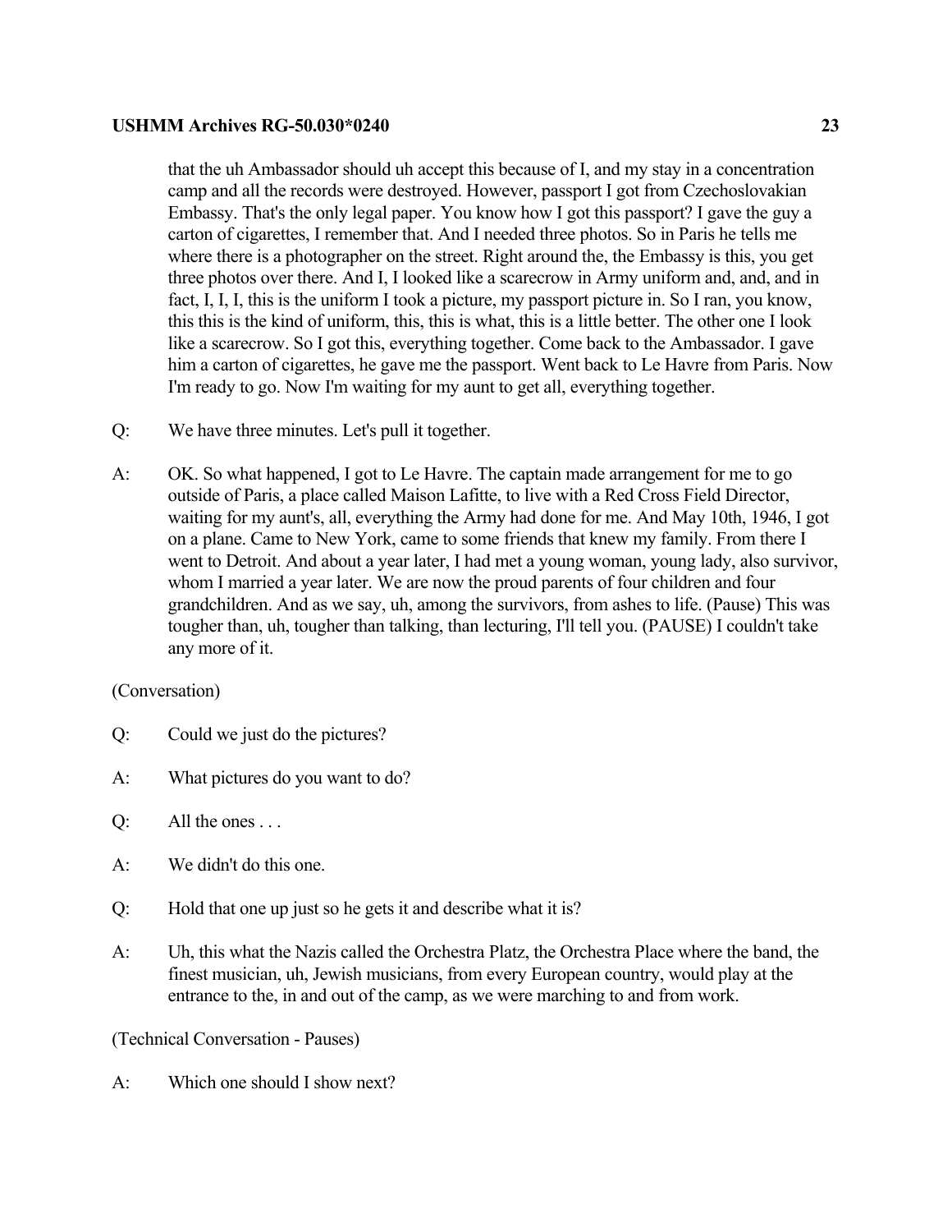that the uh Ambassador should uh accept this because of I, and my stay in a concentration camp and all the records were destroyed. However, passport I got from Czechoslovakian Embassy. That's the only legal paper. You know how I got this passport? I gave the guy a carton of cigarettes, I remember that. And I needed three photos. So in Paris he tells me where there is a photographer on the street. Right around the, the Embassy is this, you get three photos over there. And I, I looked like a scarecrow in Army uniform and, and, and in fact, I, I, I, this is the uniform I took a picture, my passport picture in. So I ran, you know, this this is the kind of uniform, this, this is what, this is a little better. The other one I look like a scarecrow. So I got this, everything together. Come back to the Ambassador. I gave him a carton of cigarettes, he gave me the passport. Went back to Le Havre from Paris. Now I'm ready to go. Now I'm waiting for my aunt to get all, everything together.

Q: We have three minutes. Let's pull it together.

A: OK. So what happened, I got to Le Havre. The captain made arrangement for me to go outside of Paris, a place called Maison Lafitte, to live with a Red Cross Field Director, waiting for my aunt's, all, everything the Army had done for me. And May 10th, 1946, I got on a plane. Came to New York, came to some friends that knew my family. From there I went to Detroit. And about a year later, I had met a young woman, young lady, also survivor, whom I married a year later. We are now the proud parents of four children and four grandchildren. And as we say, uh, among the survivors, from ashes to life. (Pause) This was tougher than, uh, tougher than talking, than lecturing, I'll tell you. (PAUSE) I couldn't take any more of it.

(Conversation)

Q: Could we just do the pictures?

A: What pictures do you want to do?

Q: All the ones . . .

A: We didn't do this one.

Q: Hold that one up just so he gets it and describe what it is?

A: Uh, this what the Nazis called the Orchestra Platz, the Orchestra Place where the band, the finest musician, uh, Jewish musicians, from every European country, would play at the entrance to the, in and out of the camp, as we were marching to and from work.

(Technical Conversation - Pauses)

A: Which one should I show next?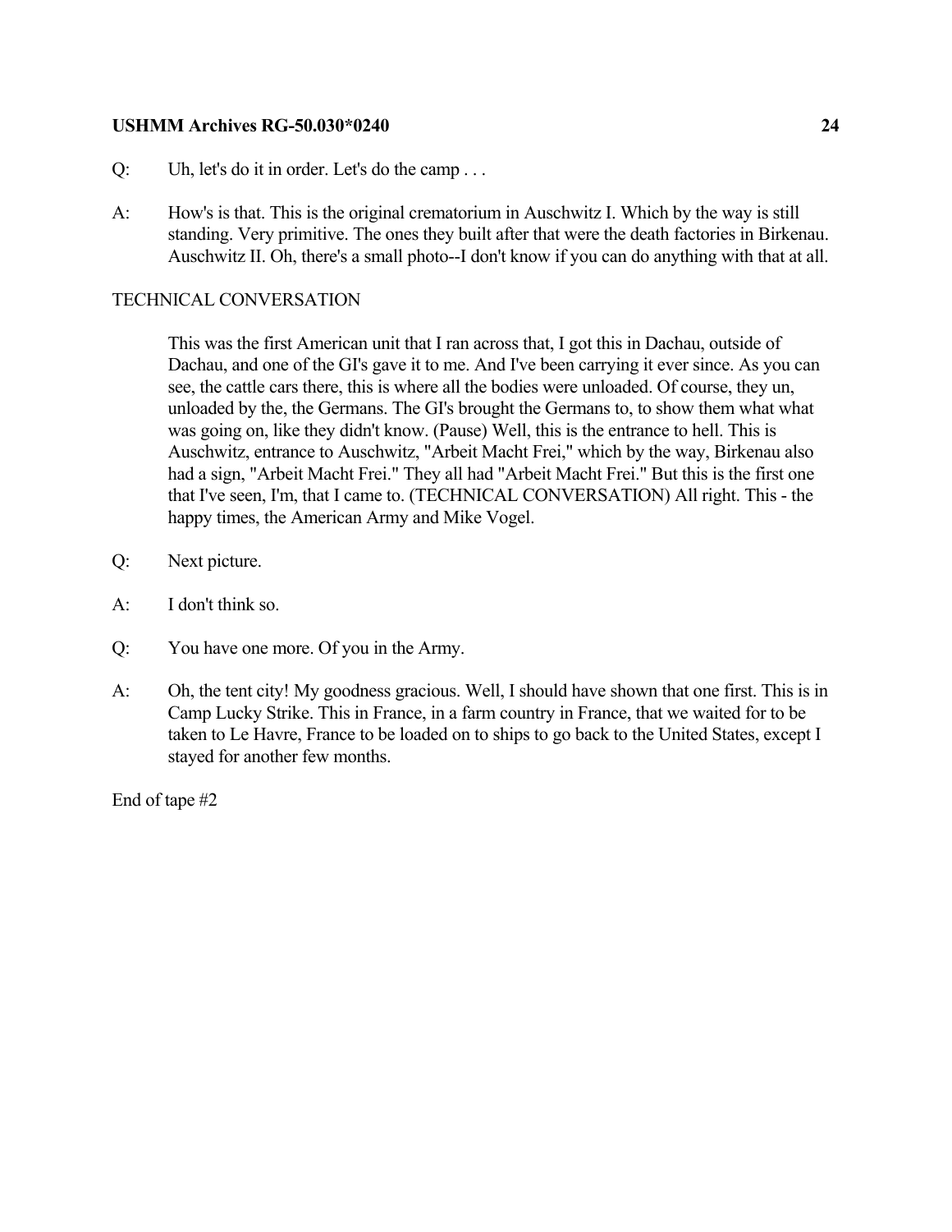Q: Uh, let's do it in order. Let's do the camp . . .

A: How's is that. This is the original crematorium in Auschwitz I. Which by the way is still standing. Very primitive. The ones they built after that were the death factories in Birkenau. Auschwitz II. Oh, there's a small photo--I don't know if you can do anything with that at all.

TECHNICAL CONVERSATION

This was the first American unit that I ran across that, I got this in Dachau, outside of Dachau, and one of the GI's gave it to me. And I've been carrying it ever since. As you can see, the cattle cars there, this is where all the bodies were unloaded. Of course, they un, unloaded by the, the Germans. The GI's brought the Germans to, to show them what what was going on, like they didn't know. (Pause) Well, this is the entrance to hell. This is Auschwitz, entrance to Auschwitz, "Arbeit Macht Frei," which by the way, Birkenau also had a sign, "Arbeit Macht Frei." They all had "Arbeit Macht Frei." But this is the first one that I've seen, I'm, that I came to. (TECHNICAL CONVERSATION) All right. This - the happy times, the American Army and Mike Vogel.

Q: Next picture.

A: I don't think so.

Q: You have one more. Of you in the Army.

A: Oh, the tent city! My goodness gracious. Well, I should have shown that one first. This is in Camp Lucky Strike. This in France, in a farm country in France, that we waited for to be taken to Le Havre, France to be loaded on to ships to go back to the United States, except I stayed for another few months.

End of tape #2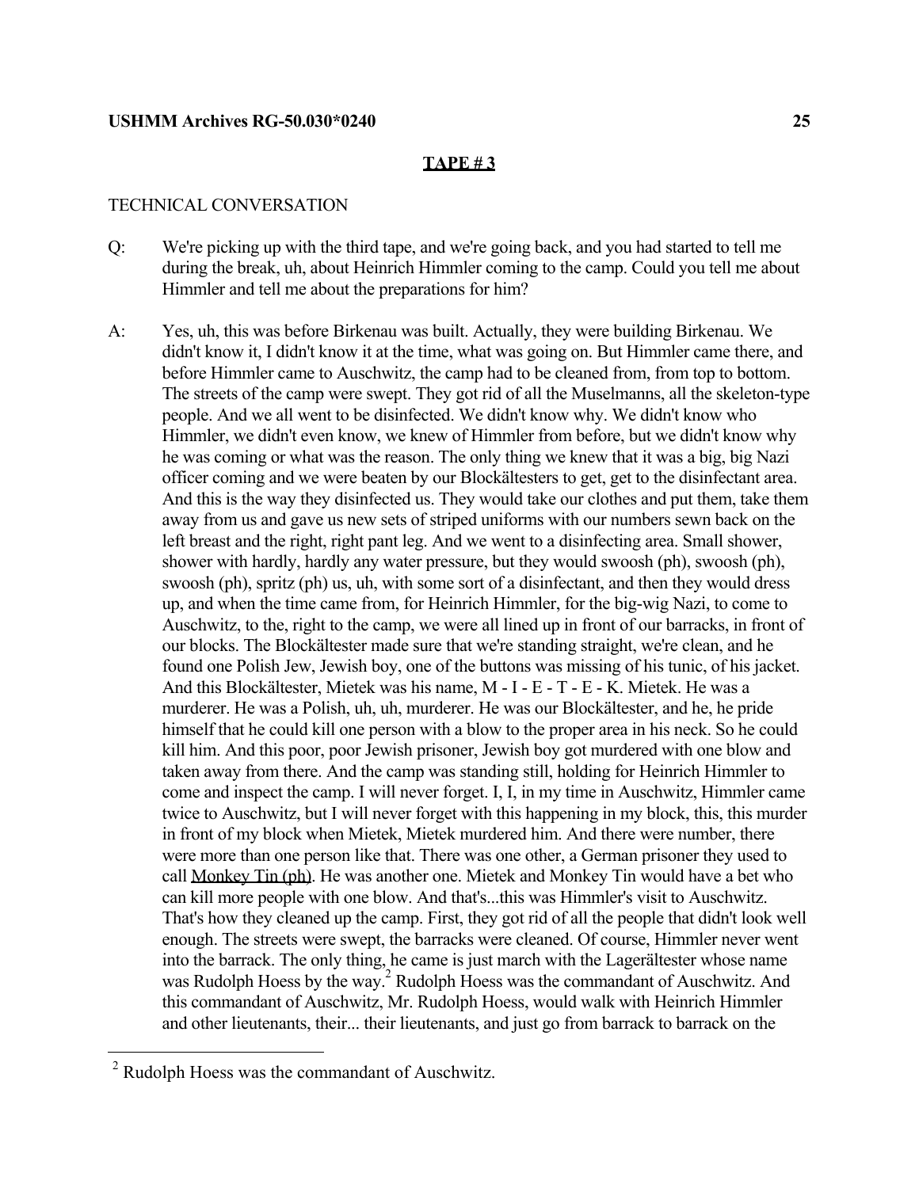**TAPE # 3**

TECHNICAL CONVERSATION

Q: We're picking up with the third tape, and we're going back, and you had started to tell me during the break, uh, about Heinrich Himmler coming to the camp. Could you tell me about Himmler and tell me about the preparations for him?

A: Yes, uh, this was before Birkenau was built. Actually, they were building Birkenau. We didn't know it, I didn't know it at the time, what was going on. But Himmler came there, and before Himmler came to Auschwitz, the camp had to be cleaned from, from top to bottom. The streets of the camp were swept. They got rid of all the Muselmanns, all the skeleton-type people. And we all went to be disinfected. We didn't know why. We didn't know who Himmler, we didn't even know, we knew of Himmler from before, but we didn't know why he was coming or what was the reason. The only thing we knew that it was a big, big Nazi officer coming and we were beaten by our Blockältesters to get, get to the disinfectant area. And this is the way they disinfected us. They would take our clothes and put them, take them away from us and gave us new sets of striped uniforms with our numbers sewn back on the left breast and the right, right pant leg. And we went to a disinfecting area. Small shower, shower with hardly, hardly any water pressure, but they would swoosh (ph), swoosh (ph), swoosh (ph), spritz (ph) us, uh, with some sort of a disinfectant, and then they would dress up, and when the time came from, for Heinrich Himmler, for the big-wig Nazi, to come to Auschwitz, to the, right to the camp, we were all lined up in front of our barracks, in front of our blocks. The Blockältester made sure that we're standing straight, we're clean, and he found one Polish Jew, Jewish boy, one of the buttons was missing of his tunic, of his jacket. And this Blockältester, Mietek was his name, M - I - E - T - E - K. Mietek. He was a murderer. He was a Polish, uh, uh, murderer. He was our Blockältester, and he, he pride himself that he could kill one person with a blow to the proper area in his neck. So he could kill him. And this poor, poor Jewish prisoner, Jewish boy got murdered with one blow and taken away from there. And the camp was standing still, holding for Heinrich Himmler to come and inspect the camp. I will never forget. I, I, in my time in Auschwitz, Himmler came twice to Auschwitz, but I will never forget with this happening in my block, this, this murder in front of my block when Mietek, Mietek murdered him. And there were number, there were more than one person like that. There was one other, a German prisoner they used to call <u>Monkey Tin (ph)</u>. He was another one. Mietek and Monkey Tin would have a bet who can kill more people with one blow. And that's...this was Himmler's visit to Auschwitz. That's how they cleaned up the camp. First, they got rid of all the people that didn't look well enough. The streets were swept, the barracks were cleaned. Of course, Himmler never went into the barrack. The only thing, he came is just march with the Lagerältester whose name was Rudolph Hoess by the way.[2] Rudolph Hoess was the commandant of Auschwitz. And this commandant of Auschwitz, Mr. Rudolph Hoess, would walk with Heinrich Himmler and other lieutenants, their... their lieutenants, and just go from barrack to barrack on the

---

[2] Rudolph Hoess was the commandant of Auschwitz.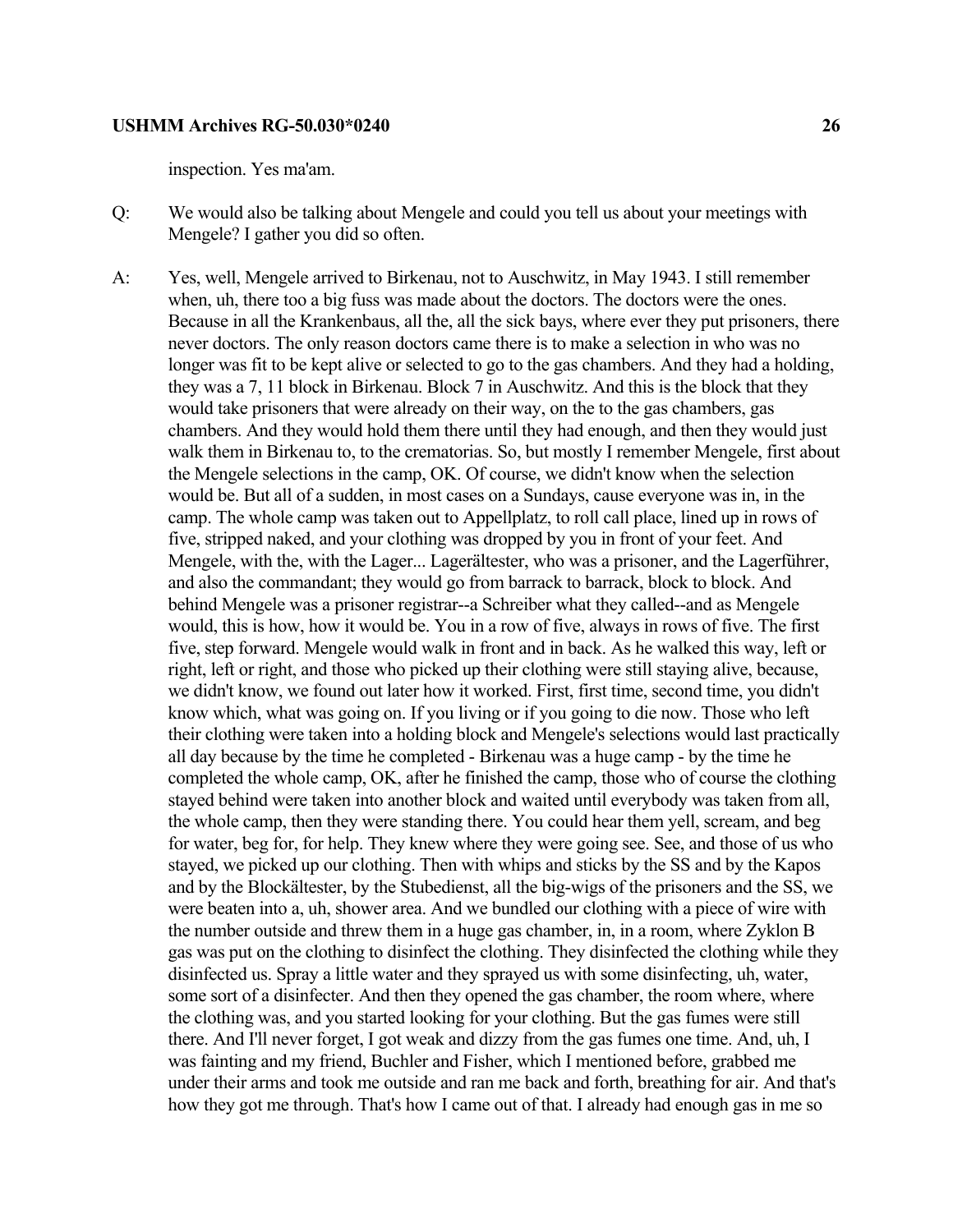inspection. Yes ma'am.

Q: We would also be talking about Mengele and could you tell us about your meetings with Mengele? I gather you did so often.

A: Yes, well, Mengele arrived to Birkenau, not to Auschwitz, in May 1943. I still remember when, uh, there too a big fuss was made about the doctors. The doctors were the ones. Because in all the Krankenbaus, all the, all the sick bays, where ever they put prisoners, there never doctors. The only reason doctors came there is to make a selection in who was no longer was fit to be kept alive or selected to go to the gas chambers. And they had a holding, they was a 7, 11 block in Birkenau. Block 7 in Auschwitz. And this is the block that they would take prisoners that were already on their way, on the to the gas chambers, gas chambers. And they would hold them there until they had enough, and then they would just walk them in Birkenau to, to the crematorias. So, but mostly I remember Mengele, first about the Mengele selections in the camp, OK. Of course, we didn't know when the selection would be. But all of a sudden, in most cases on a Sundays, cause everyone was in, in the camp. The whole camp was taken out to Appellplatz, to roll call place, lined up in rows of five, stripped naked, and your clothing was dropped by you in front of your feet. And Mengele, with the, with the Lager... Lagerältester, who was a prisoner, and the Lagerführer, and also the commandant; they would go from barrack to barrack, block to block. And behind Mengele was a prisoner registrar--a Schreiber what they called--and as Mengele would, this is how, how it would be. You in a row of five, always in rows of five. The first five, step forward. Mengele would walk in front and in back. As he walked this way, left or right, left or right, and those who picked up their clothing were still staying alive, because, we didn't know, we found out later how it worked. First, first time, second time, you didn't know which, what was going on. If you living or if you going to die now. Those who left their clothing were taken into a holding block and Mengele's selections would last practically all day because by the time he completed - Birkenau was a huge camp - by the time he completed the whole camp, OK, after he finished the camp, those who of course the clothing stayed behind were taken into another block and waited until everybody was taken from all, the whole camp, then they were standing there. You could hear them yell, scream, and beg for water, beg for, for help. They knew where they were going see. See, and those of us who stayed, we picked up our clothing. Then with whips and sticks by the SS and by the Kapos and by the Blockältester, by the Stubedienst, all the big-wigs of the prisoners and the SS, we were beaten into a, uh, shower area. And we bundled our clothing with a piece of wire with the number outside and threw them in a huge gas chamber, in, in a room, where Zyklon B gas was put on the clothing to disinfect the clothing. They disinfected the clothing while they disinfected us. Spray a little water and they sprayed us with some disinfecting, uh, water, some sort of a disinfecter. And then they opened the gas chamber, the room where, where the clothing was, and you started looking for your clothing. But the gas fumes were still there. And I'll never forget, I got weak and dizzy from the gas fumes one time. And, uh, I was fainting and my friend, Buchler and Fisher, which I mentioned before, grabbed me under their arms and took me outside and ran me back and forth, breathing for air. And that's how they got me through. That's how I came out of that. I already had enough gas in me so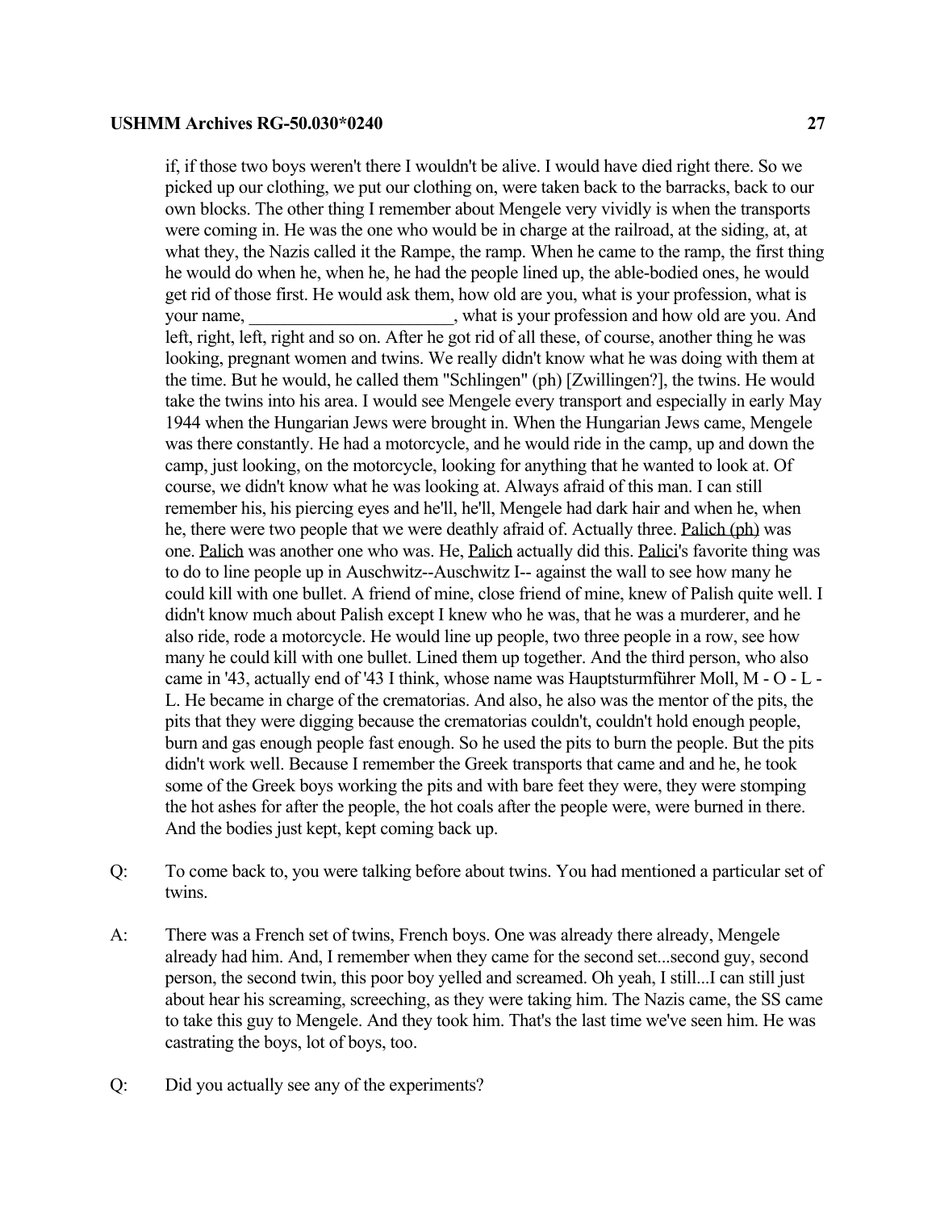if, if those two boys weren't there I wouldn't be alive. I would have died right there. So we picked up our clothing, we put our clothing on, were taken back to the barracks, back to our own blocks. The other thing I remember about Mengele very vividly is when the transports were coming in. He was the one who would be in charge at the railroad, at the siding, at, at what they, the Nazis called it the Rampe, the ramp. When he came to the ramp, the first thing he would do when he, when he, he had the people lined up, the able-bodied ones, he would get rid of those first. He would ask them, how old are you, what is your profession, what is your name, ________________________, what is your profession and how old are you. And left, right, left, right and so on. After he got rid of all these, of course, another thing he was looking, pregnant women and twins. We really didn't know what he was doing with them at the time. But he would, he called them "Schlingen" (ph) [Zwillingen?], the twins. He would take the twins into his area. I would see Mengele every transport and especially in early May 1944 when the Hungarian Jews were brought in. When the Hungarian Jews came, Mengele was there constantly. He had a motorcycle, and he would ride in the camp, up and down the camp, just looking, on the motorcycle, looking for anything that he wanted to look at. Of course, we didn't know what he was looking at. Always afraid of this man. I can still remember his, his piercing eyes and he'll, he'll, Mengele had dark hair and when he, when he, there were two people that we were deathly afraid of. Actually three. <u>Palich (ph)</u> was one. <u>Palich</u> was another one who was. He, <u>Palich</u> actually did this. <u>Palici</u>'s favorite thing was to do to line people up in Auschwitz--Auschwitz I-- against the wall to see how many he could kill with one bullet. A friend of mine, close friend of mine, knew of Palish quite well. I didn't know much about Palish except I knew who he was, that he was a murderer, and he also ride, rode a motorcycle. He would line up people, two three people in a row, see how many he could kill with one bullet. Lined them up together. And the third person, who also came in '43, actually end of '43 I think, whose name was Hauptsturmführer Moll, M - O - L - L. He became in charge of the crematorias. And also, he also was the mentor of the pits, the pits that they were digging because the crematorias couldn't, couldn't hold enough people, burn and gas enough people fast enough. So he used the pits to burn the people. But the pits didn't work well. Because I remember the Greek transports that came and and he, he took some of the Greek boys working the pits and with bare feet they were, they were stomping the hot ashes for after the people, the hot coals after the people were, were burned in there. And the bodies just kept, kept coming back up.

Q: To come back to, you were talking before about twins. You had mentioned a particular set of twins.

A: There was a French set of twins, French boys. One was already there already, Mengele already had him. And, I remember when they came for the second set...second guy, second person, the second twin, this poor boy yelled and screamed. Oh yeah, I still...I can still just about hear his screaming, screeching, as they were taking him. The Nazis came, the SS came to take this guy to Mengele. And they took him. That's the last time we've seen him. He was castrating the boys, lot of boys, too.

Q: Did you actually see any of the experiments?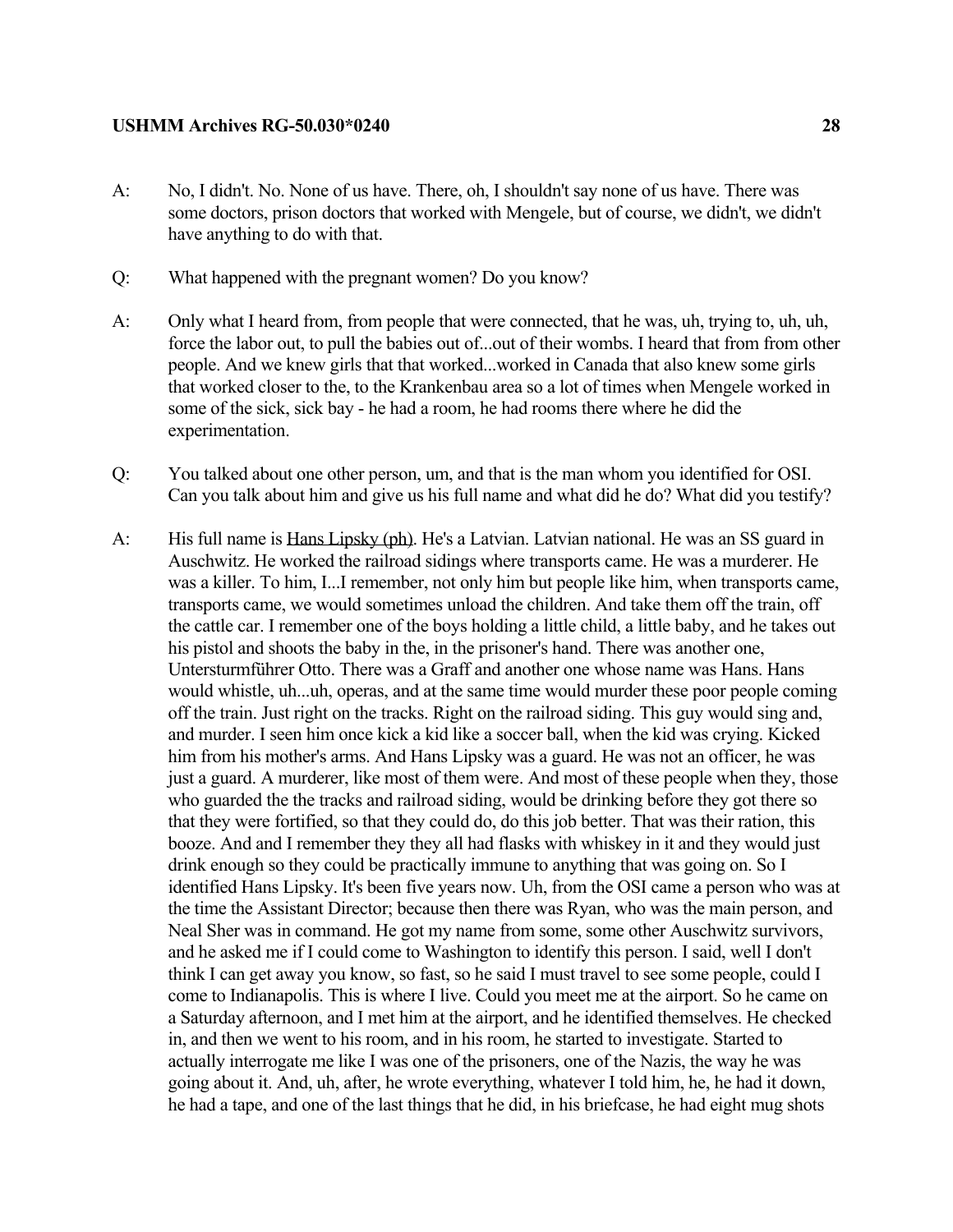A: No, I didn't. No. None of us have. There, oh, I shouldn't say none of us have. There was some doctors, prison doctors that worked with Mengele, but of course, we didn't, we didn't have anything to do with that.

Q: What happened with the pregnant women? Do you know?

A: Only what I heard from, from people that were connected, that he was, uh, trying to, uh, uh, force the labor out, to pull the babies out of...out of their wombs. I heard that from from other people. And we knew girls that that worked...worked in Canada that also knew some girls that worked closer to the, to the Krankenbau area so a lot of times when Mengele worked in some of the sick, sick bay - he had a room, he had rooms there where he did the experimentation.

Q: You talked about one other person, um, and that is the man whom you identified for OSI. Can you talk about him and give us his full name and what did he do? What did you testify?

A: His full name is Hans Lipsky (ph). He's a Latvian. Latvian national. He was an SS guard in Auschwitz. He worked the railroad sidings where transports came. He was a murderer. He was a killer. To him, I...I remember, not only him but people like him, when transports came, transports came, we would sometimes unload the children. And take them off the train, off the cattle car. I remember one of the boys holding a little child, a little baby, and he takes out his pistol and shoots the baby in the, in the prisoner's hand. There was another one, Untersturmführer Otto. There was a Graff and another one whose name was Hans. Hans would whistle, uh...uh, operas, and at the same time would murder these poor people coming off the train. Just right on the tracks. Right on the railroad siding. This guy would sing and, and murder. I seen him once kick a kid like a soccer ball, when the kid was crying. Kicked him from his mother's arms. And Hans Lipsky was a guard. He was not an officer, he was just a guard. A murderer, like most of them were. And most of these people when they, those who guarded the the tracks and railroad siding, would be drinking before they got there so that they were fortified, so that they could do, do this job better. That was their ration, this booze. And and I remember they they all had flasks with whiskey in it and they would just drink enough so they could be practically immune to anything that was going on. So I identified Hans Lipsky. It's been five years now. Uh, from the OSI came a person who was at the time the Assistant Director; because then there was Ryan, who was the main person, and Neal Sher was in command. He got my name from some, some other Auschwitz survivors, and he asked me if I could come to Washington to identify this person. I said, well I don't think I can get away you know, so fast, so he said I must travel to see some people, could I come to Indianapolis. This is where I live. Could you meet me at the airport. So he came on a Saturday afternoon, and I met him at the airport, and he identified themselves. He checked in, and then we went to his room, and in his room, he started to investigate. Started to actually interrogate me like I was one of the prisoners, one of the Nazis, the way he was going about it. And, uh, after, he wrote everything, whatever I told him, he, he had it down, he had a tape, and one of the last things that he did, in his briefcase, he had eight mug shots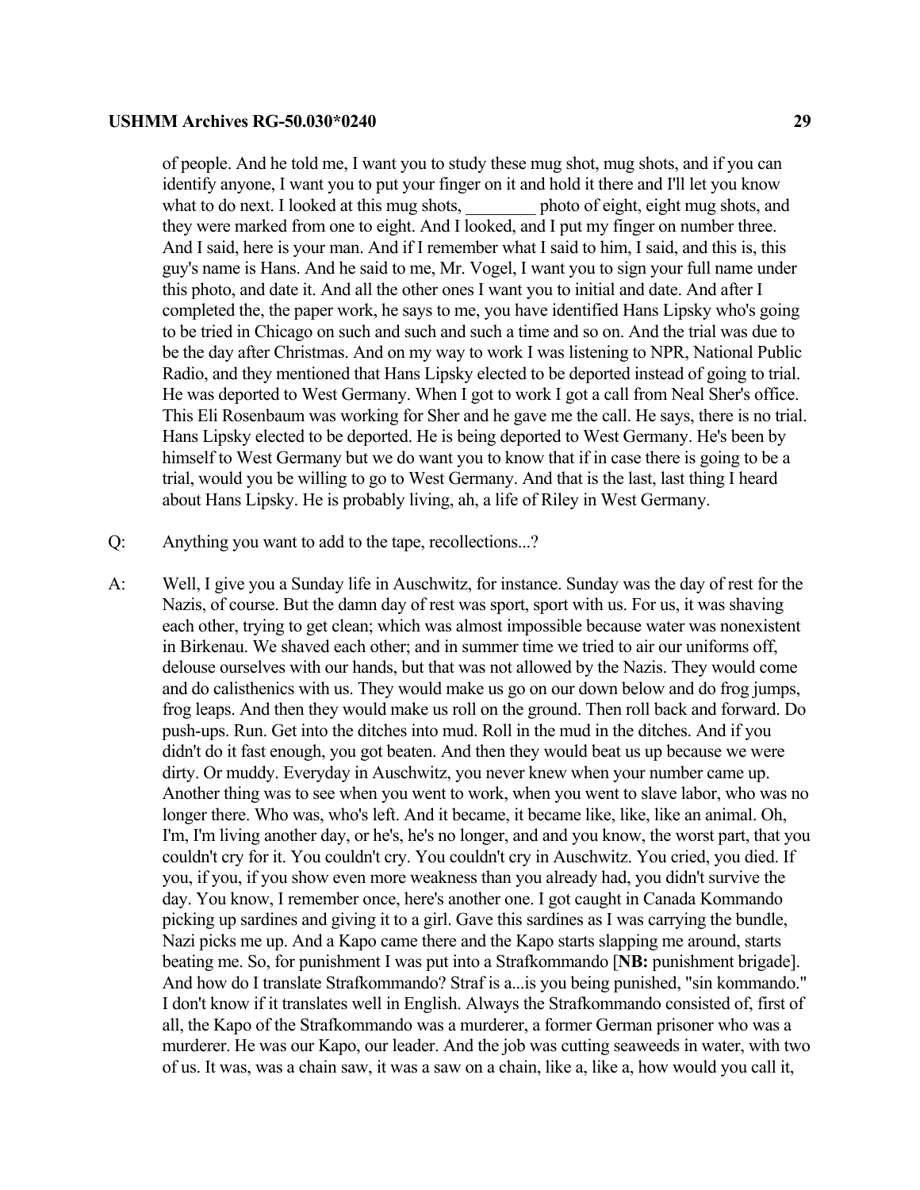of people. And he told me, I want you to study these mug shot, mug shots, and if you can identify anyone, I want you to put your finger on it and hold it there and I'll let you know what to do next. I looked at this mug shots, ________ photo of eight, eight mug shots, and they were marked from one to eight. And I looked, and I put my finger on number three. And I said, here is your man. And if I remember what I said to him, I said, and this is, this guy's name is Hans. And he said to me, Mr. Vogel, I want you to sign your full name under this photo, and date it. And all the other ones I want you to initial and date. And after I completed the, the paper work, he says to me, you have identified Hans Lipsky who's going to be tried in Chicago on such and such and such a time and so on. And the trial was due to be the day after Christmas. And on my way to work I was listening to NPR, National Public Radio, and they mentioned that Hans Lipsky elected to be deported instead of going to trial. He was deported to West Germany. When I got to work I got a call from Neal Sher's office. This Eli Rosenbaum was working for Sher and he gave me the call. He says, there is no trial. Hans Lipsky elected to be deported. He is being deported to West Germany. He's been by himself to West Germany but we do want you to know that if in case there is going to be a trial, would you be willing to go to West Germany. And that is the last, last thing I heard about Hans Lipsky. He is probably living, ah, a life of Riley in West Germany.

Q: Anything you want to add to the tape, recollections...?

A: Well, I give you a Sunday life in Auschwitz, for instance. Sunday was the day of rest for the Nazis, of course. But the damn day of rest was sport, sport with us. For us, it was shaving each other, trying to get clean; which was almost impossible because water was nonexistent in Birkenau. We shaved each other; and in summer time we tried to air our uniforms off, delouse ourselves with our hands, but that was not allowed by the Nazis. They would come and do calisthenics with us. They would make us go on our down below and do frog jumps, frog leaps. And then they would make us roll on the ground. Then roll back and forward. Do push-ups. Run. Get into the ditches into mud. Roll in the mud in the ditches. And if you didn't do it fast enough, you got beaten. And then they would beat us up because we were dirty. Or muddy. Everyday in Auschwitz, you never knew when your number came up. Another thing was to see when you went to work, when you went to slave labor, who was no longer there. Who was, who's left. And it became, it became like, like, like an animal. Oh, I'm, I'm living another day, or he's, he's no longer, and and you know, the worst part, that you couldn't cry for it. You couldn't cry. You couldn't cry in Auschwitz. You cried, you died. If you, if you, if you show even more weakness than you already had, you didn't survive the day. You know, I remember once, here's another one. I got caught in Canada Kommando picking up sardines and giving it to a girl. Gave this sardines as I was carrying the bundle, Nazi picks me up. And a Kapo came there and the Kapo starts slapping me around, starts beating me. So, for punishment I was put into a Strafkommando [**NB:** punishment brigade]. And how do I translate Strafkommando? Straf is a...is you being punished, "sin kommando." I don't know if it translates well in English. Always the Strafkommando consisted of, first of all, the Kapo of the Strafkommando was a murderer, a former German prisoner who was a murderer. He was our Kapo, our leader. And the job was cutting seaweeds in water, with two of us. It was, was a chain saw, it was a saw on a chain, like a, like a, how would you call it,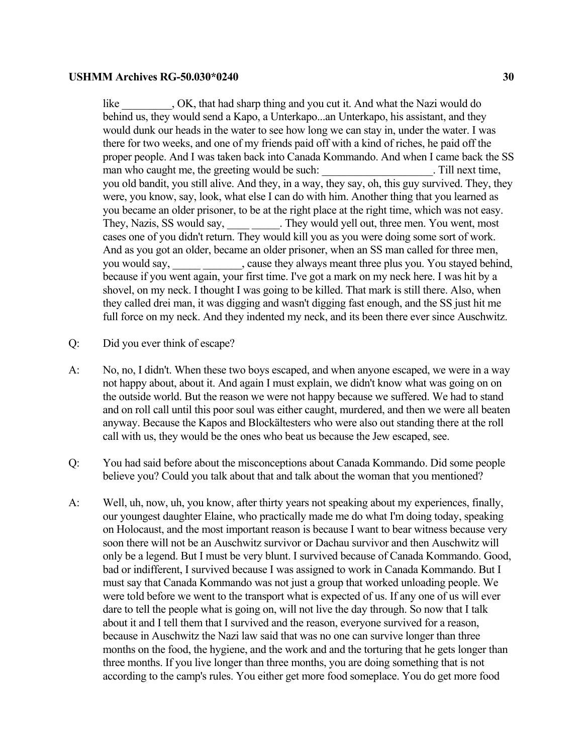like _________, OK, that had sharp thing and you cut it. And what the Nazi would do behind us, they would send a Kapo, a Unterkapo...an Unterkapo, his assistant, and they would dunk our heads in the water to see how long we can stay in, under the water. I was there for two weeks, and one of my friends paid off with a kind of riches, he paid off the proper people. And I was taken back into Canada Kommando. And when I came back the SS man who caught me, the greeting would be such: ____________________. Till next time, you old bandit, you still alive. And they, in a way, they say, oh, this guy survived. They, they were, you know, say, look, what else I can do with him. Another thing that you learned as you became an older prisoner, to be at the right place at the right time, which was not easy. They, Nazis, SS would say, ____ _____. They would yell out, three men. You went, most cases one of you didn't return. They would kill you as you were doing some sort of work. And as you got an older, became an older prisoner, when an SS man called for three men, you would say, _____ _______, cause they always meant three plus you. You stayed behind, because if you went again, your first time. I've got a mark on my neck here. I was hit by a shovel, on my neck. I thought I was going to be killed. That mark is still there. Also, when they called drei man, it was digging and wasn't digging fast enough, and the SS just hit me full force on my neck. And they indented my neck, and its been there ever since Auschwitz.

Q: Did you ever think of escape?

A: No, no, I didn't. When these two boys escaped, and when anyone escaped, we were in a way not happy about, about it. And again I must explain, we didn't know what was going on on the outside world. But the reason we were not happy because we suffered. We had to stand and on roll call until this poor soul was either caught, murdered, and then we were all beaten anyway. Because the Kapos and Blockältesters who were also out standing there at the roll call with us, they would be the ones who beat us because the Jew escaped, see.

Q: You had said before about the misconceptions about Canada Kommando. Did some people believe you? Could you talk about that and talk about the woman that you mentioned?

A: Well, uh, now, uh, you know, after thirty years not speaking about my experiences, finally, our youngest daughter Elaine, who practically made me do what I'm doing today, speaking on Holocaust, and the most important reason is because I want to bear witness because very soon there will not be an Auschwitz survivor or Dachau survivor and then Auschwitz will only be a legend. But I must be very blunt. I survived because of Canada Kommando. Good, bad or indifferent, I survived because I was assigned to work in Canada Kommando. But I must say that Canada Kommando was not just a group that worked unloading people. We were told before we went to the transport what is expected of us. If any one of us will ever dare to tell the people what is going on, will not live the day through. So now that I talk about it and I tell them that I survived and the reason, everyone survived for a reason, because in Auschwitz the Nazi law said that was no one can survive longer than three months on the food, the hygiene, and the work and and the torturing that he gets longer than three months. If you live longer than three months, you are doing something that is not according to the camp's rules. You either get more food someplace. You do get more food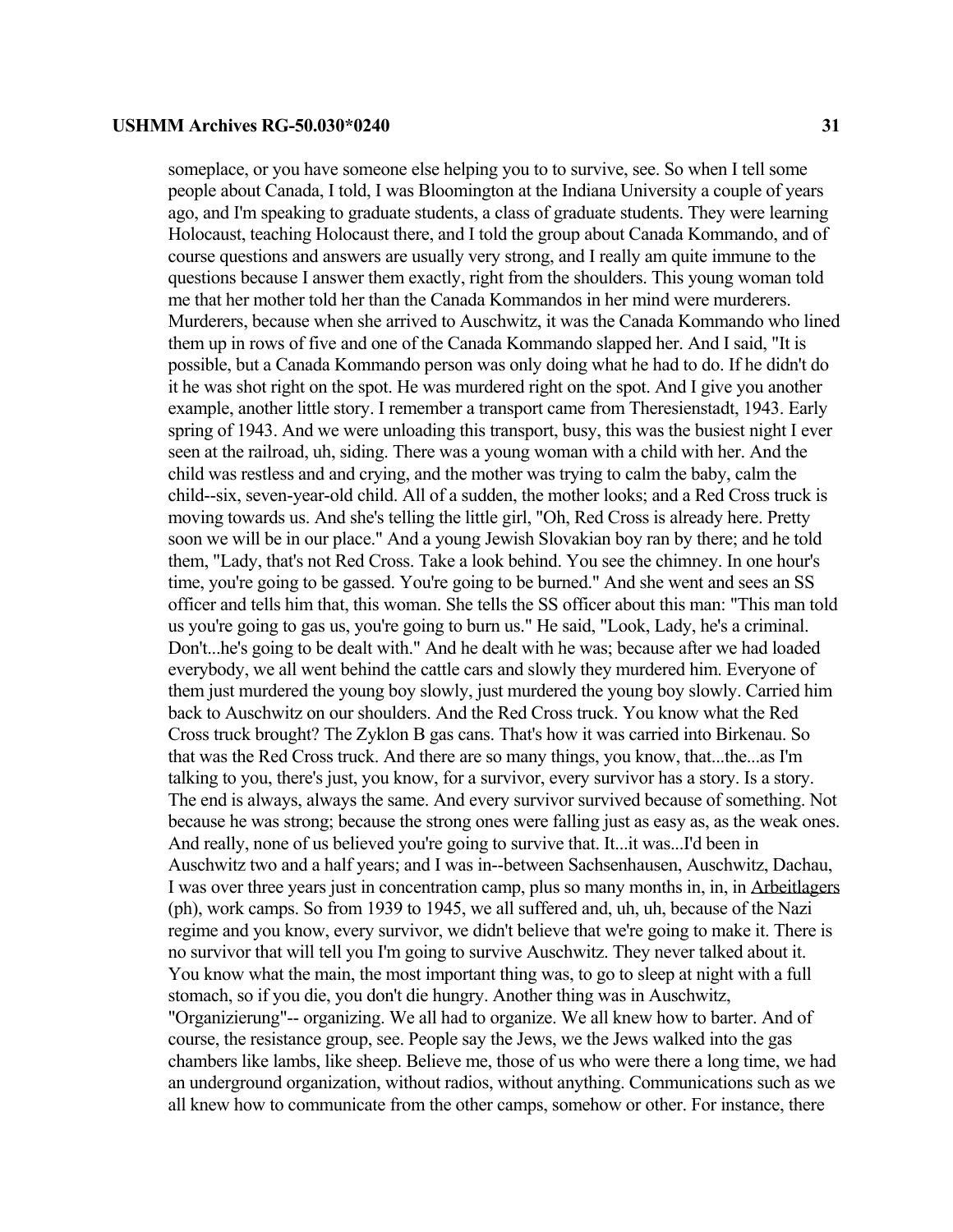someplace, or you have someone else helping you to to survive, see. So when I tell some people about Canada, I told, I was Bloomington at the Indiana University a couple of years ago, and I'm speaking to graduate students, a class of graduate students. They were learning Holocaust, teaching Holocaust there, and I told the group about Canada Kommando, and of course questions and answers are usually very strong, and I really am quite immune to the questions because I answer them exactly, right from the shoulders. This young woman told me that her mother told her than the Canada Kommandos in her mind were murderers. Murderers, because when she arrived to Auschwitz, it was the Canada Kommando who lined them up in rows of five and one of the Canada Kommando slapped her. And I said, "It is possible, but a Canada Kommando person was only doing what he had to do. If he didn't do it he was shot right on the spot. He was murdered right on the spot. And I give you another example, another little story. I remember a transport came from Theresienstadt, 1943. Early spring of 1943. And we were unloading this transport, busy, this was the busiest night I ever seen at the railroad, uh, siding. There was a young woman with a child with her. And the child was restless and and crying, and the mother was trying to calm the baby, calm the child--six, seven-year-old child. All of a sudden, the mother looks; and a Red Cross truck is moving towards us. And she's telling the little girl, "Oh, Red Cross is already here. Pretty soon we will be in our place." And a young Jewish Slovakian boy ran by there; and he told them, "Lady, that's not Red Cross. Take a look behind. You see the chimney. In one hour's time, you're going to be gassed. You're going to be burned." And she went and sees an SS officer and tells him that, this woman. She tells the SS officer about this man: "This man told us you're going to gas us, you're going to burn us." He said, "Look, Lady, he's a criminal. Don't...he's going to be dealt with." And he dealt with he was; because after we had loaded everybody, we all went behind the cattle cars and slowly they murdered him. Everyone of them just murdered the young boy slowly, just murdered the young boy slowly. Carried him back to Auschwitz on our shoulders. And the Red Cross truck. You know what the Red Cross truck brought? The Zyklon B gas cans. That's how it was carried into Birkenau. So that was the Red Cross truck. And there are so many things, you know, that...the...as I'm talking to you, there's just, you know, for a survivor, every survivor has a story. Is a story. The end is always, always the same. And every survivor survived because of something. Not because he was strong; because the strong ones were falling just as easy as, as the weak ones. And really, none of us believed you're going to survive that. It...it was...I'd been in Auschwitz two and a half years; and I was in--between Sachsenhausen, Auschwitz, Dachau, I was over three years just in concentration camp, plus so many months in, in, in Arbeitlagers (ph), work camps. So from 1939 to 1945, we all suffered and, uh, uh, because of the Nazi regime and you know, every survivor, we didn't believe that we're going to make it. There is no survivor that will tell you I'm going to survive Auschwitz. They never talked about it. You know what the main, the most important thing was, to go to sleep at night with a full stomach, so if you die, you don't die hungry. Another thing was in Auschwitz, "Organizierung"-- organizing. We all had to organize. We all knew how to barter. And of course, the resistance group, see. People say the Jews, we the Jews walked into the gas chambers like lambs, like sheep. Believe me, those of us who were there a long time, we had an underground organization, without radios, without anything. Communications such as we all knew how to communicate from the other camps, somehow or other. For instance, there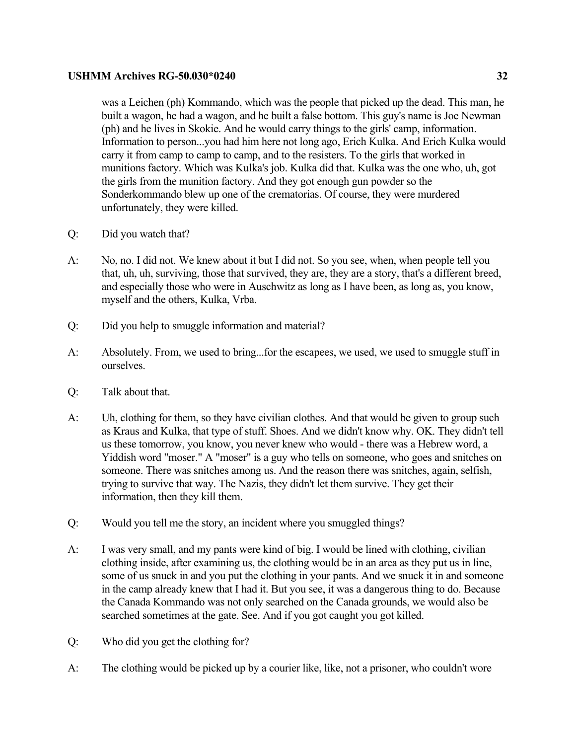was a Leichen (ph) Kommando, which was the people that picked up the dead. This man, he built a wagon, he had a wagon, and he built a false bottom. This guy's name is Joe Newman (ph) and he lives in Skokie. And he would carry things to the girls' camp, information. Information to person...you had him here not long ago, Erich Kulka. And Erich Kulka would carry it from camp to camp to camp, and to the resisters. To the girls that worked in munitions factory. Which was Kulka's job. Kulka did that. Kulka was the one who, uh, got the girls from the munition factory. And they got enough gun powder so the Sonderkommando blew up one of the crematorias. Of course, they were murdered unfortunately, they were killed.

Q: Did you watch that?

A: No, no. I did not. We knew about it but I did not. So you see, when, when people tell you that, uh, uh, surviving, those that survived, they are, they are a story, that's a different breed, and especially those who were in Auschwitz as long as I have been, as long as, you know, myself and the others, Kulka, Vrba.

Q: Did you help to smuggle information and material?

A: Absolutely. From, we used to bring...for the escapees, we used, we used to smuggle stuff in ourselves.

Q: Talk about that.

A: Uh, clothing for them, so they have civilian clothes. And that would be given to group such as Kraus and Kulka, that type of stuff. Shoes. And we didn't know why. OK. They didn't tell us these tomorrow, you know, you never knew who would - there was a Hebrew word, a Yiddish word "moser." A "moser" is a guy who tells on someone, who goes and snitches on someone. There was snitches among us. And the reason there was snitches, again, selfish, trying to survive that way. The Nazis, they didn't let them survive. They get their information, then they kill them.

Q: Would you tell me the story, an incident where you smuggled things?

A: I was very small, and my pants were kind of big. I would be lined with clothing, civilian clothing inside, after examining us, the clothing would be in an area as they put us in line, some of us snuck in and you put the clothing in your pants. And we snuck it in and someone in the camp already knew that I had it. But you see, it was a dangerous thing to do. Because the Canada Kommando was not only searched on the Canada grounds, we would also be searched sometimes at the gate. See. And if you got caught you got killed.

Q: Who did you get the clothing for?

A: The clothing would be picked up by a courier like, like, not a prisoner, who couldn't wore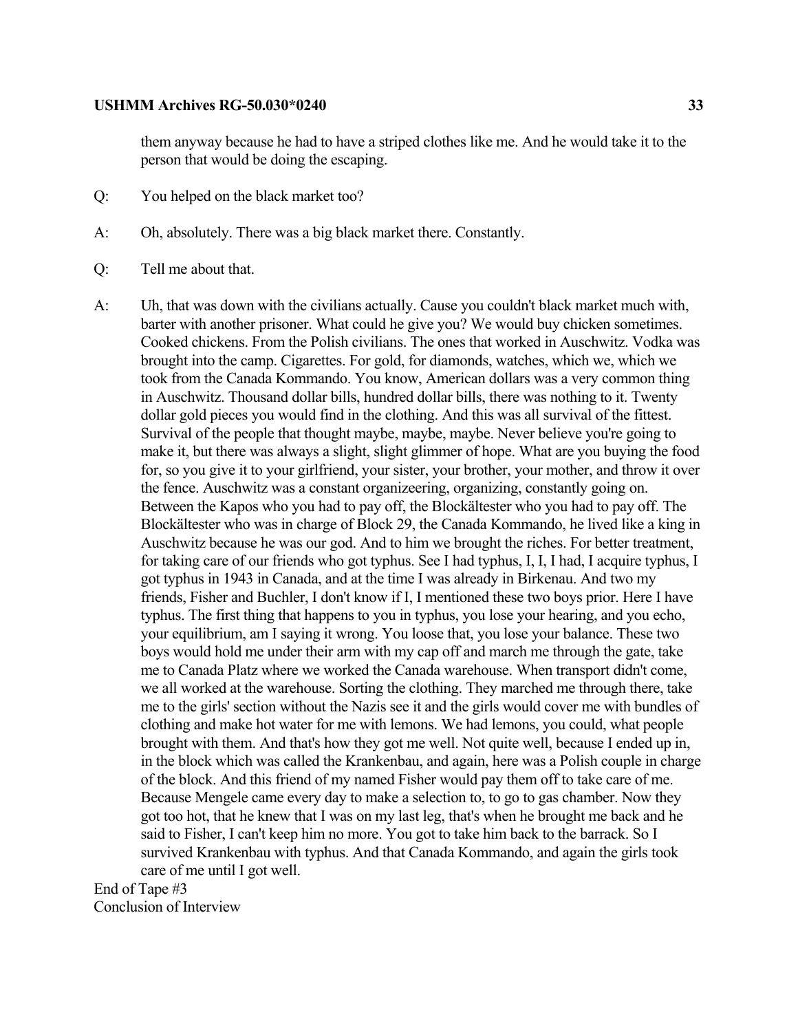them anyway because he had to have a striped clothes like me. And he would take it to the person that would be doing the escaping.

Q: You helped on the black market too?

A: Oh, absolutely. There was a big black market there. Constantly.

Q: Tell me about that.

A: Uh, that was down with the civilians actually. Cause you couldn't black market much with, barter with another prisoner. What could he give you? We would buy chicken sometimes. Cooked chickens. From the Polish civilians. The ones that worked in Auschwitz. Vodka was brought into the camp. Cigarettes. For gold, for diamonds, watches, which we, which we took from the Canada Kommando. You know, American dollars was a very common thing in Auschwitz. Thousand dollar bills, hundred dollar bills, there was nothing to it. Twenty dollar gold pieces you would find in the clothing. And this was all survival of the fittest. Survival of the people that thought maybe, maybe, maybe. Never believe you're going to make it, but there was always a slight, slight glimmer of hope. What are you buying the food for, so you give it to your girlfriend, your sister, your brother, your mother, and throw it over the fence. Auschwitz was a constant organizeering, organizing, constantly going on. Between the Kapos who you had to pay off, the Blockältester who you had to pay off. The Blockältester who was in charge of Block 29, the Canada Kommando, he lived like a king in Auschwitz because he was our god. And to him we brought the riches. For better treatment, for taking care of our friends who got typhus. See I had typhus, I, I, I had, I acquire typhus, I got typhus in 1943 in Canada, and at the time I was already in Birkenau. And two my friends, Fisher and Buchler, I don't know if I, I mentioned these two boys prior. Here I have typhus. The first thing that happens to you in typhus, you lose your hearing, and you echo, your equilibrium, am I saying it wrong. You loose that, you lose your balance. These two boys would hold me under their arm with my cap off and march me through the gate, take me to Canada Platz where we worked the Canada warehouse. When transport didn't come, we all worked at the warehouse. Sorting the clothing. They marched me through there, take me to the girls' section without the Nazis see it and the girls would cover me with bundles of clothing and make hot water for me with lemons. We had lemons, you could, what people brought with them. And that's how they got me well. Not quite well, because I ended up in, in the block which was called the Krankenbau, and again, here was a Polish couple in charge of the block. And this friend of my named Fisher would pay them off to take care of me. Because Mengele came every day to make a selection to, to go to gas chamber. Now they got too hot, that he knew that I was on my last leg, that's when he brought me back and he said to Fisher, I can't keep him no more. You got to take him back to the barrack. So I survived Krankenbau with typhus. And that Canada Kommando, and again the girls took care of me until I got well.

End of Tape #3

Conclusion of Interview